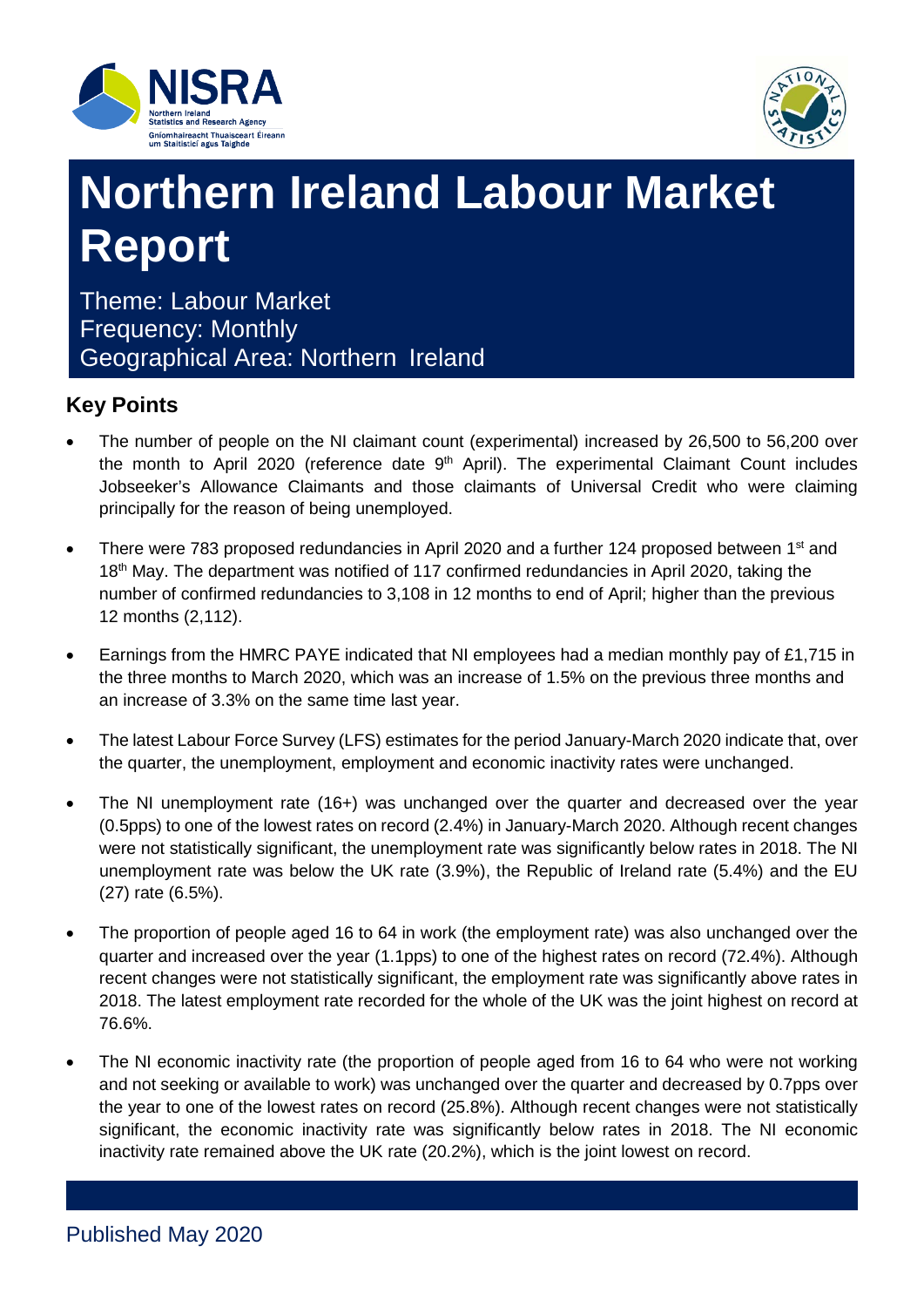# Northern Ireland Labour Market Report

Theme: Labour Market
Frequency: Monthly
Geographical Area: Northern Ireland

## Key Points

- The number of people on the NI claimant count (experimental) increased by 26,500 to 56,200 over the month to April 2020 (reference date 9th April). The experimental Claimant Count includes Jobseeker's Allowance Claimants and those claimants of Universal Credit who were claiming principally for the reason of being unemployed.

- There were 783 proposed redundancies in April 2020 and a further 124 proposed between 1st and 18th May. The department was notified of 117 confirmed redundancies in April 2020, taking the number of confirmed redundancies to 3,108 in 12 months to end of April; higher than the previous 12 months (2,112).

- Earnings from the HMRC PAYE indicated that NI employees had a median monthly pay of £1,715 in the three months to March 2020, which was an increase of 1.5% on the previous three months and an increase of 3.3% on the same time last year.

- The latest Labour Force Survey (LFS) estimates for the period January-March 2020 indicate that, over the quarter, the unemployment, employment and economic inactivity rates were unchanged.

- The NI unemployment rate (16+) was unchanged over the quarter and decreased over the year (0.5pps) to one of the lowest rates on record (2.4%) in January-March 2020. Although recent changes were not statistically significant, the unemployment rate was significantly below rates in 2018. The NI unemployment rate was below the UK rate (3.9%), the Republic of Ireland rate (5.4%) and the EU (27) rate (6.5%).

- The proportion of people aged 16 to 64 in work (the employment rate) was also unchanged over the quarter and increased over the year (1.1pps) to one of the highest rates on record (72.4%). Although recent changes were not statistically significant, the employment rate was significantly above rates in 2018. The latest employment rate recorded for the whole of the UK was the joint highest on record at 76.6%.

- The NI economic inactivity rate (the proportion of people aged from 16 to 64 who were not working and not seeking or available to work) was unchanged over the quarter and decreased by 0.7pps over the year to one of the lowest rates on record (25.8%). Although recent changes were not statistically significant, the economic inactivity rate was significantly below rates in 2018. The NI economic inactivity rate remained above the UK rate (20.2%), which is the joint lowest on record.

Published May 2020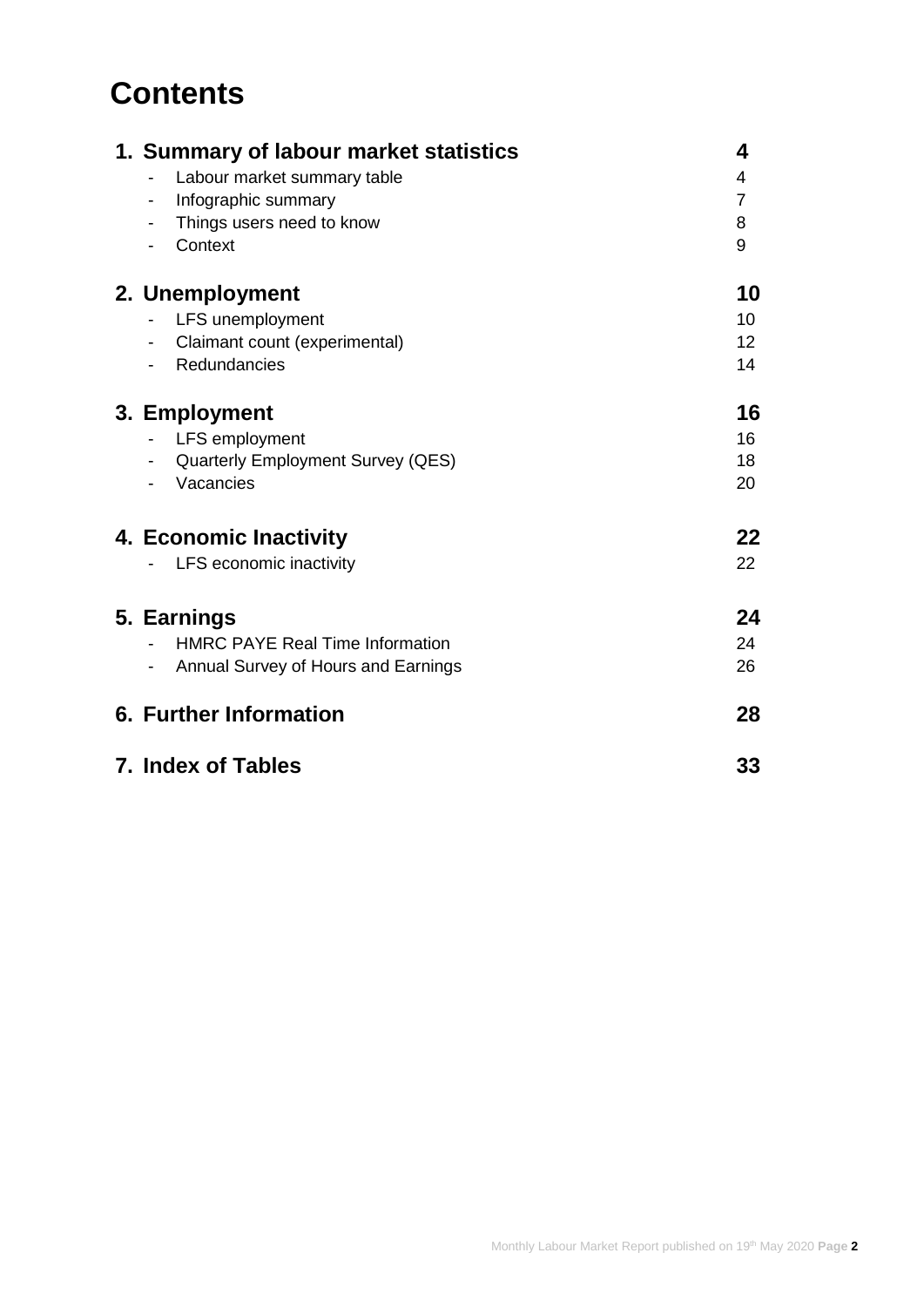# Contents

| | |
|---|---|
| **1. Summary of labour market statistics** | **4** |
| - Labour market summary table | 4 |
| - Infographic summary | 7 |
| - Things users need to know | 8 |
| - Context | 9 |
| **2. Unemployment** | **10** |
| - LFS unemployment | 10 |
| - Claimant count (experimental) | 12 |
| - Redundancies | 14 |
| **3. Employment** | **16** |
| - LFS employment | 16 |
| - Quarterly Employment Survey (QES) | 18 |
| - Vacancies | 20 |
| **4. Economic Inactivity** | **22** |
| - LFS economic inactivity | 22 |
| **5. Earnings** | **24** |
| - HMRC PAYE Real Time Information | 24 |
| - Annual Survey of Hours and Earnings | 26 |
| **6. Further Information** | **28** |
| **7. Index of Tables** | **33** |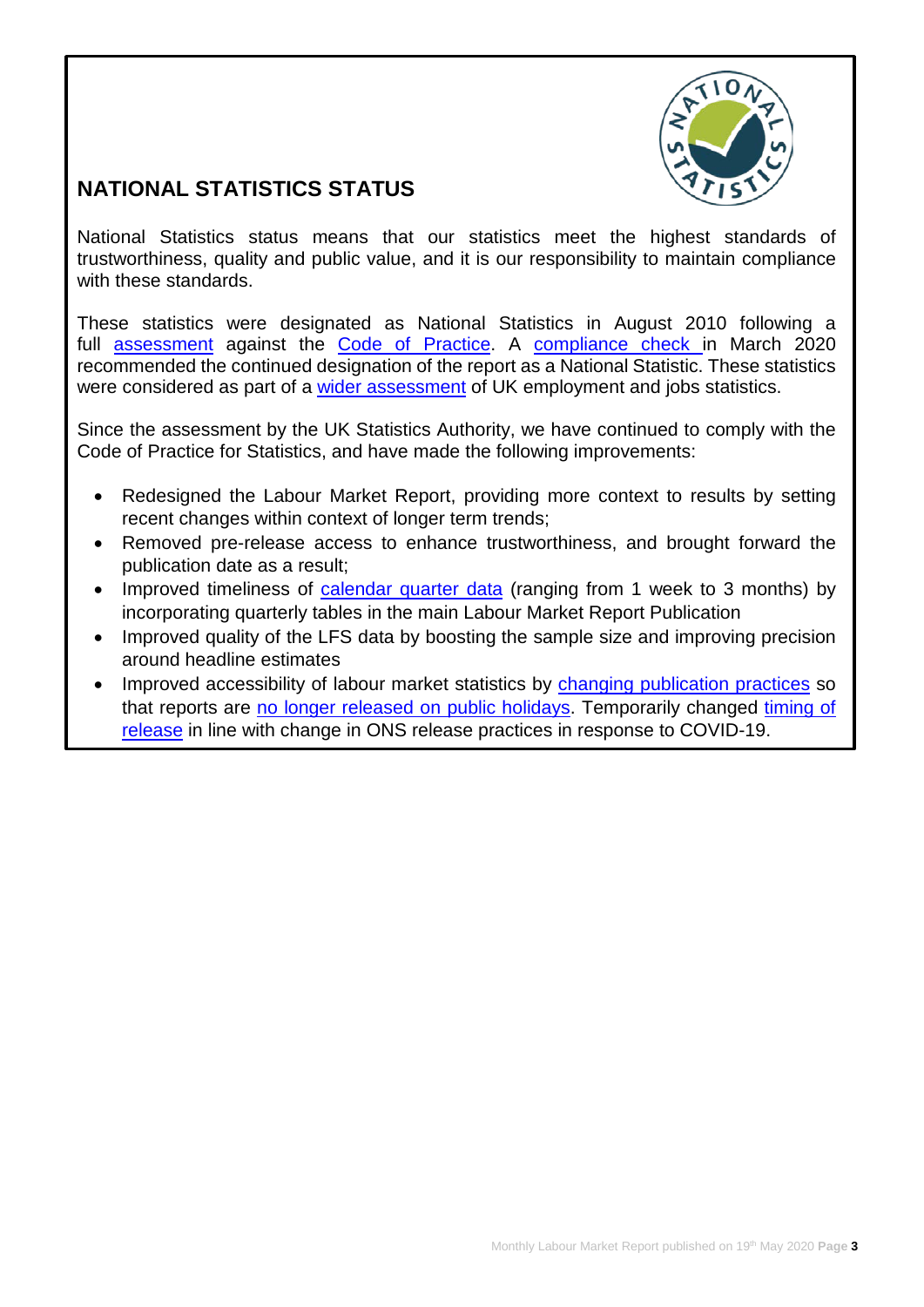## NATIONAL STATISTICS STATUS

National Statistics status means that our statistics meet the highest standards of trustworthiness, quality and public value, and it is our responsibility to maintain compliance with these standards.

These statistics were designated as National Statistics in August 2010 following a full assessment against the Code of Practice. A compliance check in March 2020 recommended the continued designation of the report as a National Statistic. These statistics were considered as part of a wider assessment of UK employment and jobs statistics.

Since the assessment by the UK Statistics Authority, we have continued to comply with the Code of Practice for Statistics, and have made the following improvements:

- Redesigned the Labour Market Report, providing more context to results by setting recent changes within context of longer term trends;
- Removed pre-release access to enhance trustworthiness, and brought forward the publication date as a result;
- Improved timeliness of calendar quarter data (ranging from 1 week to 3 months) by incorporating quarterly tables in the main Labour Market Report Publication
- Improved quality of the LFS data by boosting the sample size and improving precision around headline estimates
- Improved accessibility of labour market statistics by changing publication practices so that reports are no longer released on public holidays. Temporarily changed timing of release in line with change in ONS release practices in response to COVID-19.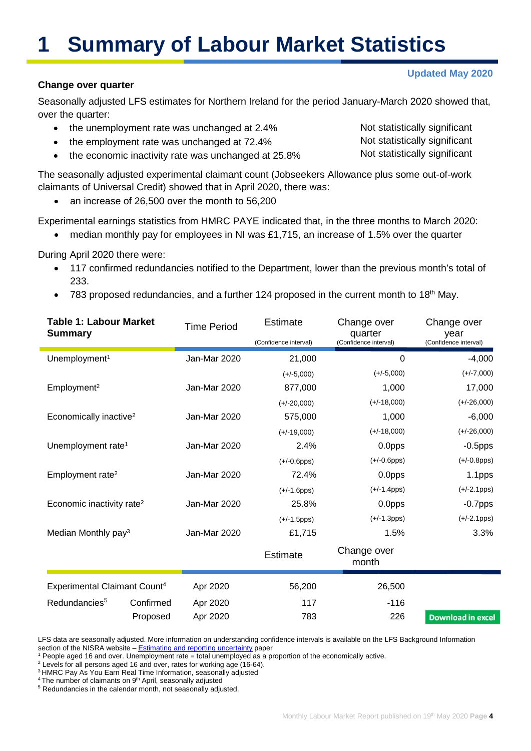# 1 Summary of Labour Market Statistics

**Updated May 2020**

**Change over quarter**

Seasonally adjusted LFS estimates for Northern Ireland for the period January-March 2020 showed that, over the quarter:

- the unemployment rate was unchanged at 2.4% — Not statistically significant
- the employment rate was unchanged at 72.4% — Not statistically significant
- the economic inactivity rate was unchanged at 25.8% — Not statistically significant

The seasonally adjusted experimental claimant count (Jobseekers Allowance plus some out-of-work claimants of Universal Credit) showed that in April 2020, there was:

- an increase of 26,500 over the month to 56,200

Experimental earnings statistics from HMRC PAYE indicated that, in the three months to March 2020:

- median monthly pay for employees in NI was £1,715, an increase of 1.5% over the quarter

During April 2020 there were:

- 117 confirmed redundancies notified to the Department, lower than the previous month's total of 233.
- 783 proposed redundancies, and a further 124 proposed in the current month to 18th May.

| **Table 1: Labour Market Summary** | | Time Period | Estimate (Confidence interval) | Change over quarter (Confidence interval) | Change over year (Confidence interval) |
|---|---|---|---|---|---|
| Unemployment[1] | | Jan-Mar 2020 | 21,000 | 0 | -4,000 |
| | | | (+/-5,000) | (+/-5,000) | (+/-7,000) |
| Employment[2] | | Jan-Mar 2020 | 877,000 | 1,000 | 17,000 |
| | | | (+/-20,000) | (+/-18,000) | (+/-26,000) |
| Economically inactive[2] | | Jan-Mar 2020 | 575,000 | 1,000 | -6,000 |
| | | | (+/-19,000) | (+/-18,000) | (+/-26,000) |
| Unemployment rate[1] | | Jan-Mar 2020 | 2.4% | 0.0pps | -0.5pps |
| | | | (+/-0.6pps) | (+/-0.6pps) | (+/-0.8pps) |
| Employment rate[2] | | Jan-Mar 2020 | 72.4% | 0.0pps | 1.1pps |
| | | | (+/-1.6pps) | (+/-1.4pps) | (+/-2.1pps) |
| Economic inactivity rate[2] | | Jan-Mar 2020 | 25.8% | 0.0pps | -0.7pps |
| | | | (+/-1.5pps) | (+/-1.3pps) | (+/-2.1pps) |
| Median Monthly pay[3] | | Jan-Mar 2020 | £1,715 | 1.5% | 3.3% |
| | | | **Estimate** | **Change over month** | |
| Experimental Claimant Count[4] | | Apr 2020 | 56,200 | 26,500 | |
| Redundancies[5] | Confirmed | Apr 2020 | 117 | -116 | |
| | Proposed | Apr 2020 | 783 | 226 | |

Download in excel

LFS data are seasonally adjusted. More information on understanding confidence intervals is available on the LFS Background Information section of the NISRA website – [Estimating and reporting uncertainty]() paper

[1] People aged 16 and over. Unemployment rate = total unemployed as a proportion of the economically active.
[2] Levels for all persons aged 16 and over, rates for working age (16-64).
[3] HMRC Pay As You Earn Real Time Information, seasonally adjusted
[4] The number of claimants on 9th April, seasonally adjusted
[5] Redundancies in the calendar month, not seasonally adjusted.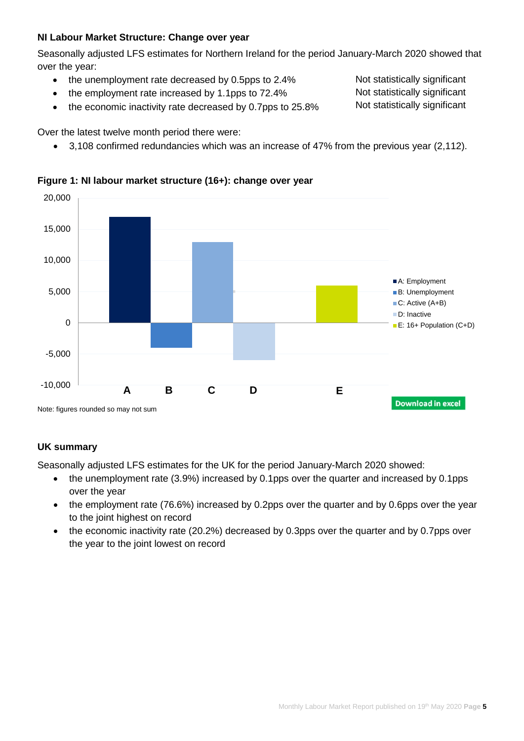### NI Labour Market Structure: Change over year

Seasonally adjusted LFS estimates for Northern Ireland for the period January-March 2020 showed that over the year:

- the unemployment rate decreased by 0.5pps to 2.4% — Not statistically significant
- the employment rate increased by 1.1pps to 72.4% — Not statistically significant
- the economic inactivity rate decreased by 0.7pps to 25.8% — Not statistically significant

Over the latest twelve month period there were:

- 3,108 confirmed redundancies which was an increase of 47% from the previous year (2,112).

**Figure 1: NI labour market structure (16+): change over year**

Legend: A: Employment; B: Unemployment; C: Active (A+B); D: Inactive; E: 16+ Population (C+D)

Download in excel

Note: figures rounded so may not sum

### UK summary

Seasonally adjusted LFS estimates for the UK for the period January-March 2020 showed:

- the unemployment rate (3.9%) increased by 0.1pps over the quarter and increased by 0.1pps over the year
- the employment rate (76.6%) increased by 0.2pps over the quarter and by 0.6pps over the year to the joint highest on record
- the economic inactivity rate (20.2%) decreased by 0.3pps over the quarter and by 0.7pps over the year to the joint lowest on record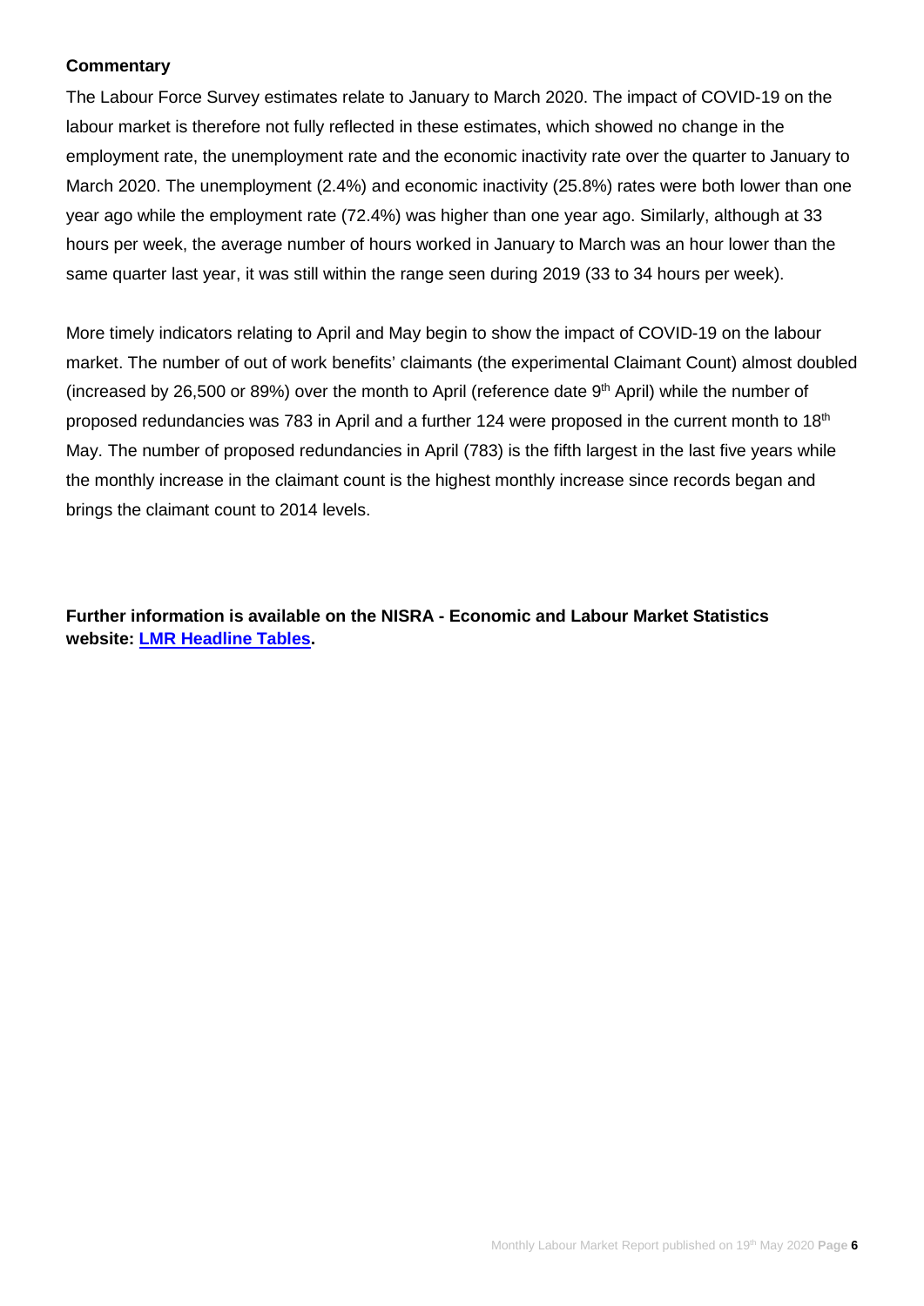**Commentary**

The Labour Force Survey estimates relate to January to March 2020. The impact of COVID-19 on the labour market is therefore not fully reflected in these estimates, which showed no change in the employment rate, the unemployment rate and the economic inactivity rate over the quarter to January to March 2020. The unemployment (2.4%) and economic inactivity (25.8%) rates were both lower than one year ago while the employment rate (72.4%) was higher than one year ago. Similarly, although at 33 hours per week, the average number of hours worked in January to March was an hour lower than the same quarter last year, it was still within the range seen during 2019 (33 to 34 hours per week).

More timely indicators relating to April and May begin to show the impact of COVID-19 on the labour market. The number of out of work benefits' claimants (the experimental Claimant Count) almost doubled (increased by 26,500 or 89%) over the month to April (reference date 9th April) while the number of proposed redundancies was 783 in April and a further 124 were proposed in the current month to 18th May. The number of proposed redundancies in April (783) is the fifth largest in the last five years while the monthly increase in the claimant count is the highest monthly increase since records began and brings the claimant count to 2014 levels.

**Further information is available on the NISRA - Economic and Labour Market Statistics website: LMR Headline Tables.**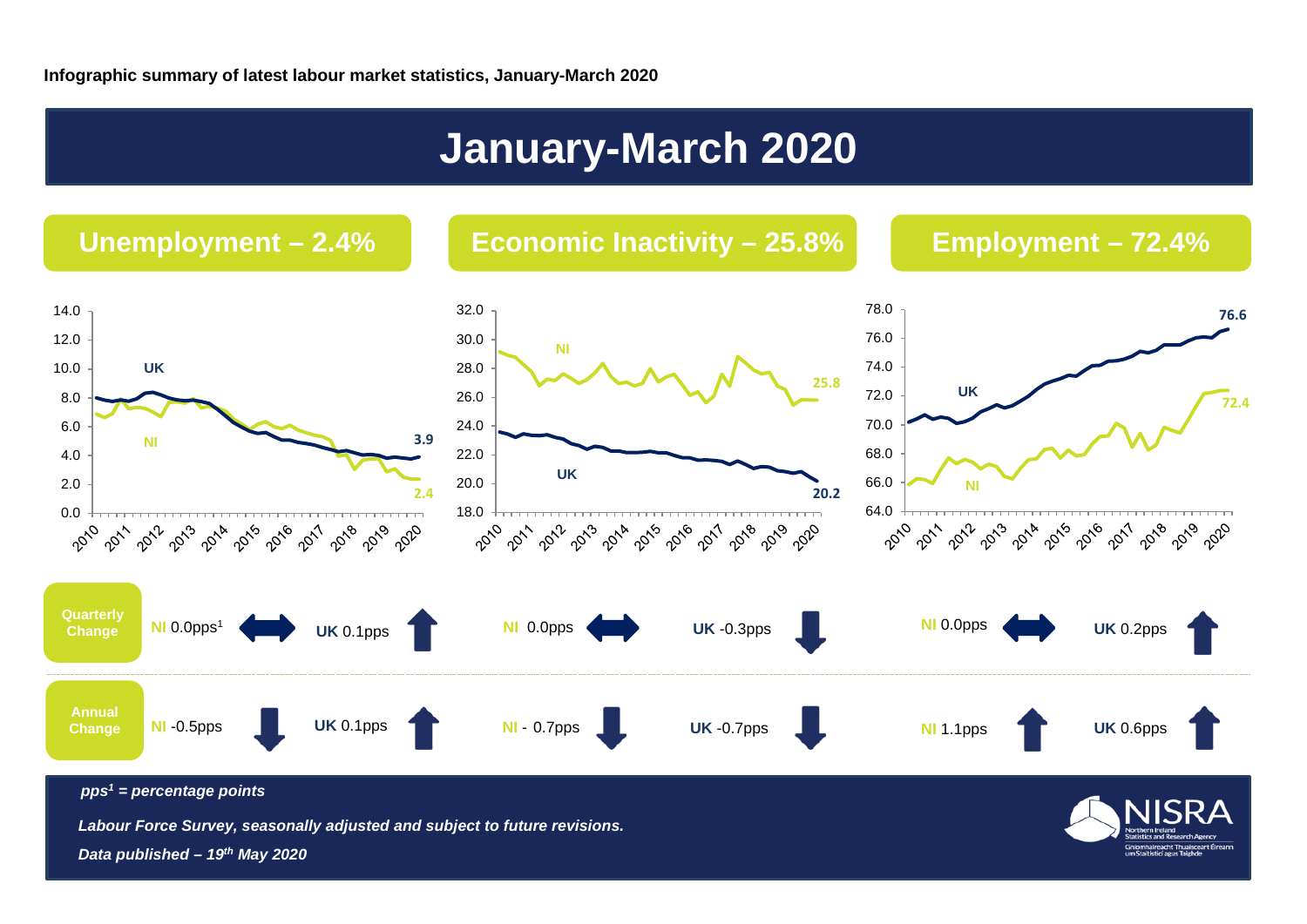**Infographic summary of latest labour market statistics, January-March 2020**

# January-March 2020

## Unemployment – 2.4%

UK 3.9, NI 2.4

## Economic Inactivity – 25.8%

NI 25.8, UK 20.2

## Employment – 72.4%

UK 76.6, NI 72.4

| | Unemployment NI | Unemployment UK | Economic Inactivity NI | Economic Inactivity UK | Employment NI | Employment UK |
|---|---|---|---|---|---|---|
| Quarterly Change | NI 0.0pps[1] | UK 0.1pps | NI 0.0pps | UK -0.3pps | NI 0.0pps | UK 0.2pps |
| Annual Change | NI -0.5pps | UK 0.1pps | NI - 0.7pps | UK -0.7pps | NI 1.1pps | UK 0.6pps |

*pps[1] = percentage points*

*Labour Force Survey, seasonally adjusted and subject to future revisions.*

*Data published – 19th May 2020*

NISRA Northern Ireland Statistics and Research Agency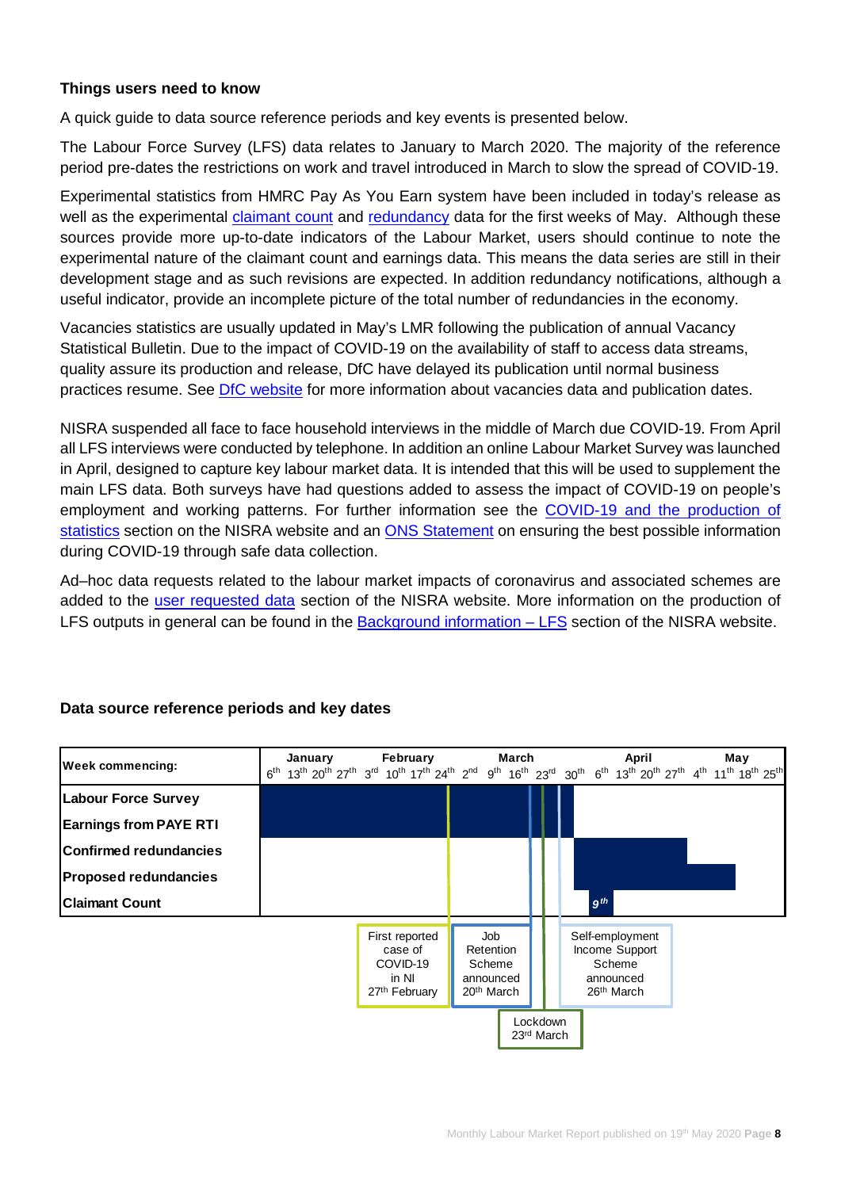**Things users need to know**

A quick guide to data source reference periods and key events is presented below.

The Labour Force Survey (LFS) data relates to January to March 2020. The majority of the reference period pre-dates the restrictions on work and travel introduced in March to slow the spread of COVID-19.

Experimental statistics from HMRC Pay As You Earn system have been included in today's release as well as the experimental claimant count and redundancy data for the first weeks of May. Although these sources provide more up-to-date indicators of the Labour Market, users should continue to note the experimental nature of the claimant count and earnings data. This means the data series are still in their development stage and as such revisions are expected. In addition redundancy notifications, although a useful indicator, provide an incomplete picture of the total number of redundancies in the economy.

Vacancies statistics are usually updated in May's LMR following the publication of annual Vacancy Statistical Bulletin. Due to the impact of COVID-19 on the availability of staff to access data streams, quality assure its production and release, DfC have delayed its publication until normal business practices resume. See DfC website for more information about vacancies data and publication dates.

NISRA suspended all face to face household interviews in the middle of March due COVID-19. From April all LFS interviews were conducted by telephone. In addition an online Labour Market Survey was launched in April, designed to capture key labour market data. It is intended that this will be used to supplement the main LFS data. Both surveys have had questions added to assess the impact of COVID-19 on people's employment and working patterns. For further information see the COVID-19 and the production of statistics section on the NISRA website and an ONS Statement on ensuring the best possible information during COVID-19 through safe data collection.

Ad–hoc data requests related to the labour market impacts of coronavirus and associated schemes are added to the user requested data section of the NISRA website. More information on the production of LFS outputs in general can be found in the Background information – LFS section of the NISRA website.

**Data source reference periods and key dates**

| Week commencing: | January: 6th, 13th, 20th, 27th | February: 3rd, 10th, 17th, 24th | March: 2nd, 9th, 16th, 23rd, 30th | April: 6th, 13th, 20th, 27th | May: 4th, 11th, 18th, 25th |
|---|---|---|---|---|---|
| Labour Force Survey | ■ | ■ | ■ | | |
| Earnings from PAYE RTI | ■ | ■ | ■ | | |
| Confirmed redundancies | | | | ■ | ■ (to 4th May week) |
| Proposed redundancies | | | | ■ | ■ (to 11th May week) |
| Claimant Count | | | | 9th | |

Key dates:

- First reported case of COVID-19 in NI 27th February
- Job Retention Scheme announced 20th March
- Lockdown 23rd March
- Self-employment Income Support Scheme announced 26th March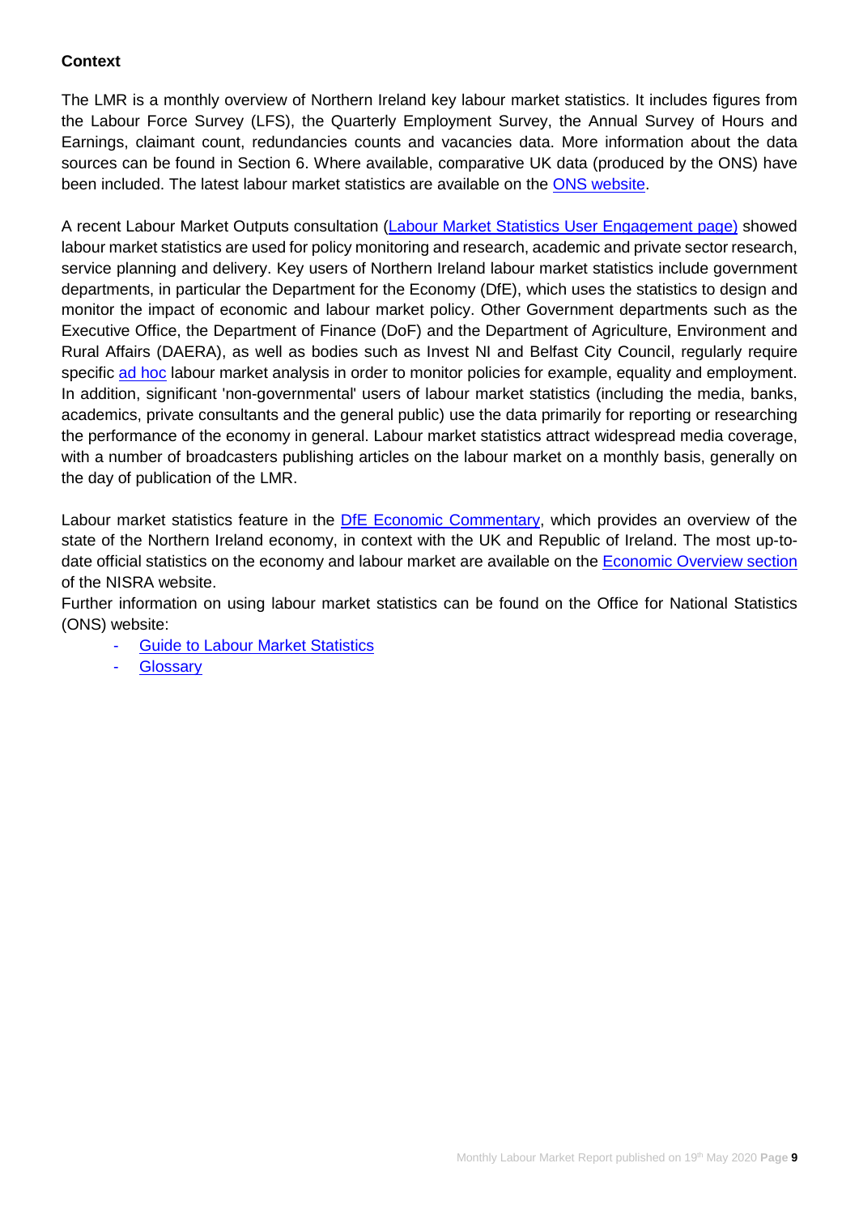**Context**

The LMR is a monthly overview of Northern Ireland key labour market statistics. It includes figures from the Labour Force Survey (LFS), the Quarterly Employment Survey, the Annual Survey of Hours and Earnings, claimant count, redundancies counts and vacancies data. More information about the data sources can be found in Section 6. Where available, comparative UK data (produced by the ONS) have been included. The latest labour market statistics are available on the ONS website.

A recent Labour Market Outputs consultation (Labour Market Statistics User Engagement page) showed labour market statistics are used for policy monitoring and research, academic and private sector research, service planning and delivery. Key users of Northern Ireland labour market statistics include government departments, in particular the Department for the Economy (DfE), which uses the statistics to design and monitor the impact of economic and labour market policy. Other Government departments such as the Executive Office, the Department of Finance (DoF) and the Department of Agriculture, Environment and Rural Affairs (DAERA), as well as bodies such as Invest NI and Belfast City Council, regularly require specific ad hoc labour market analysis in order to monitor policies for example, equality and employment. In addition, significant 'non-governmental' users of labour market statistics (including the media, banks, academics, private consultants and the general public) use the data primarily for reporting or researching the performance of the economy in general. Labour market statistics attract widespread media coverage, with a number of broadcasters publishing articles on the labour market on a monthly basis, generally on the day of publication of the LMR.

Labour market statistics feature in the DfE Economic Commentary, which provides an overview of the state of the Northern Ireland economy, in context with the UK and Republic of Ireland. The most up-to-date official statistics on the economy and labour market are available on the Economic Overview section of the NISRA website.

Further information on using labour market statistics can be found on the Office for National Statistics (ONS) website:

- Guide to Labour Market Statistics
- Glossary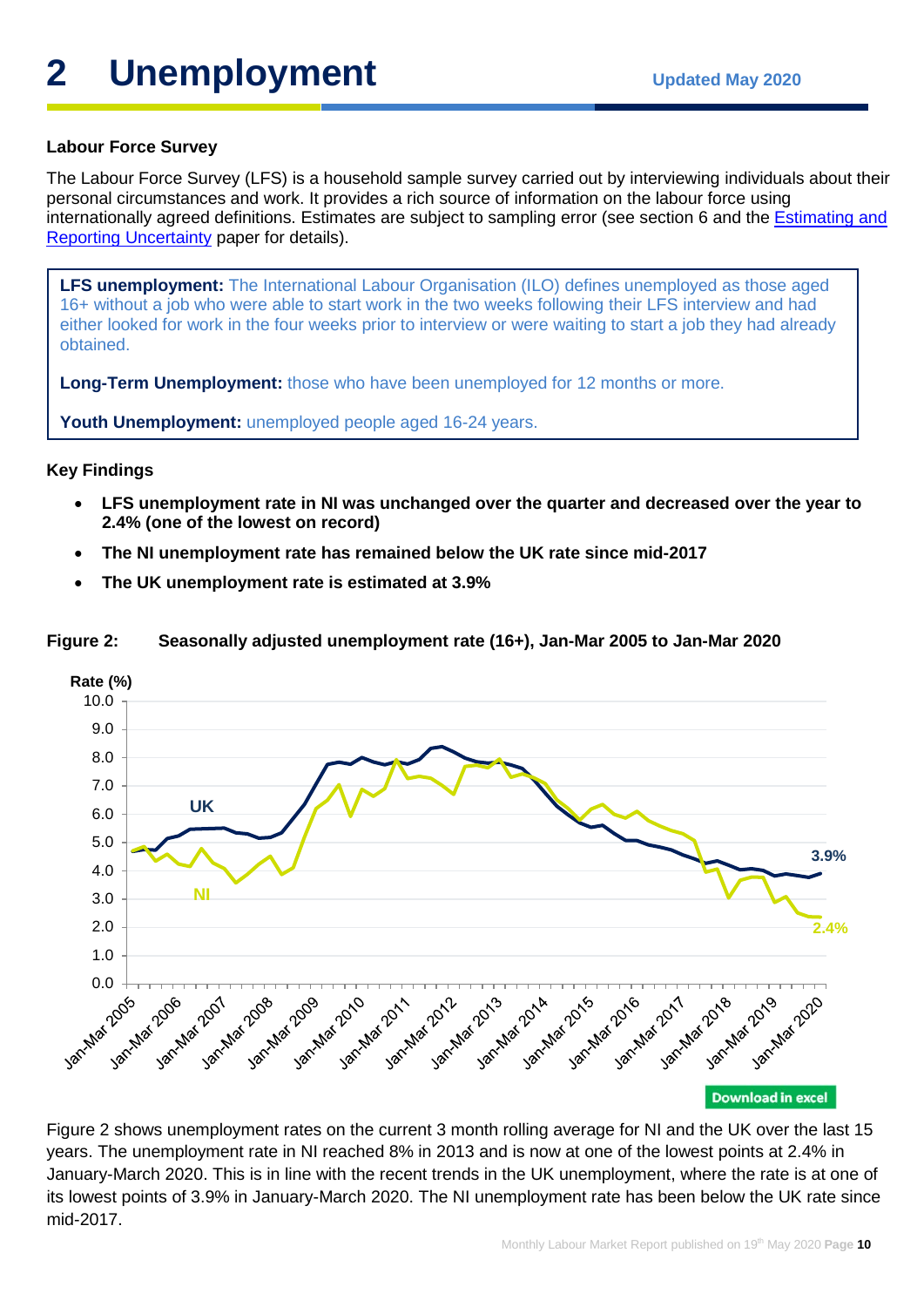# 2 Unemployment

Updated May 2020

**Labour Force Survey**

The Labour Force Survey (LFS) is a household sample survey carried out by interviewing individuals about their personal circumstances and work. It provides a rich source of information on the labour force using internationally agreed definitions. Estimates are subject to sampling error (see section 6 and the [Estimating and Reporting Uncertainty]() paper for details).

> **LFS unemployment:** The International Labour Organisation (ILO) defines unemployed as those aged 16+ without a job who were able to start work in the two weeks following their LFS interview and had either looked for work in the four weeks prior to interview or were waiting to start a job they had already obtained.
>
> **Long-Term Unemployment:** those who have been unemployed for 12 months or more.
>
> **Youth Unemployment:** unemployed people aged 16-24 years.

**Key Findings**

- **LFS unemployment rate in NI was unchanged over the quarter and decreased over the year to 2.4% (one of the lowest on record)**
- **The NI unemployment rate has remained below the UK rate since mid-2017**
- **The UK unemployment rate is estimated at 3.9%**

**Figure 2: Seasonally adjusted unemployment rate (16+), Jan-Mar 2005 to Jan-Mar 2020**

Download in excel

Figure 2 shows unemployment rates on the current 3 month rolling average for NI and the UK over the last 15 years. The unemployment rate in NI reached 8% in 2013 and is now at one of the lowest points at 2.4% in January-March 2020. This is in line with the recent trends in the UK unemployment, where the rate is at one of its lowest points of 3.9% in January-March 2020. The NI unemployment rate has been below the UK rate since mid-2017.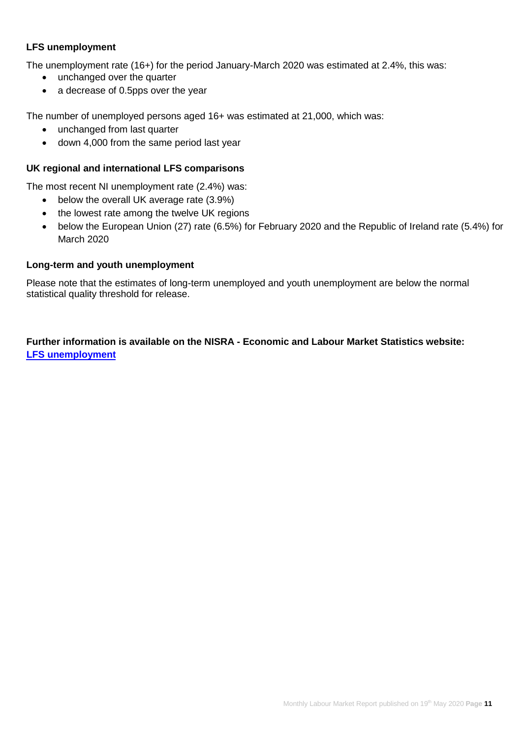### LFS unemployment

The unemployment rate (16+) for the period January-March 2020 was estimated at 2.4%, this was:

- unchanged over the quarter
- a decrease of 0.5pps over the year

The number of unemployed persons aged 16+ was estimated at 21,000, which was:

- unchanged from last quarter
- down 4,000 from the same period last year

### UK regional and international LFS comparisons

The most recent NI unemployment rate (2.4%) was:

- below the overall UK average rate (3.9%)
- the lowest rate among the twelve UK regions
- below the European Union (27) rate (6.5%) for February 2020 and the Republic of Ireland rate (5.4%) for March 2020

### Long-term and youth unemployment

Please note that the estimates of long-term unemployed and youth unemployment are below the normal statistical quality threshold for release.

**Further information is available on the NISRA - Economic and Labour Market Statistics website:**
**LFS unemployment**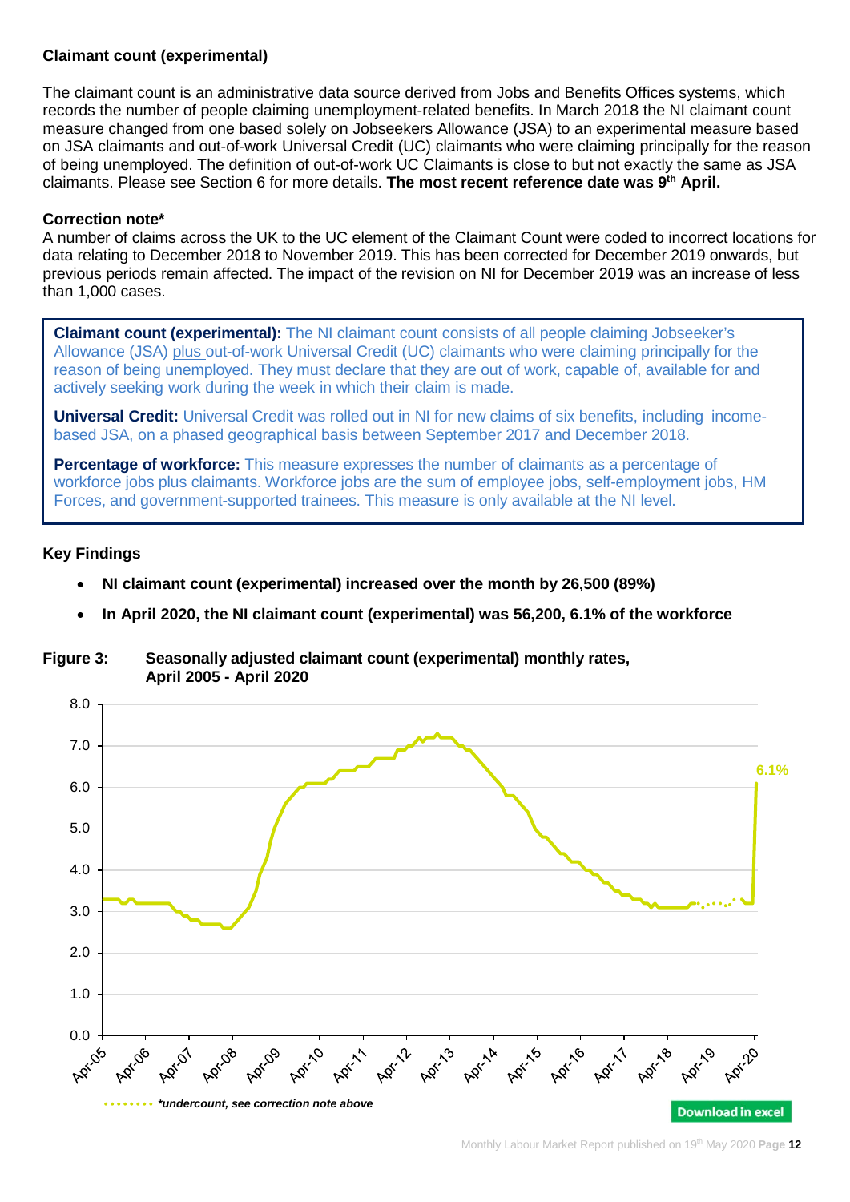### Claimant count (experimental)

The claimant count is an administrative data source derived from Jobs and Benefits Offices systems, which records the number of people claiming unemployment-related benefits. In March 2018 the NI claimant count measure changed from one based solely on Jobseekers Allowance (JSA) to an experimental measure based on JSA claimants and out-of-work Universal Credit (UC) claimants who were claiming principally for the reason of being unemployed. The definition of out-of-work UC Claimants is close to but not exactly the same as JSA claimants. Please see Section 6 for more details. **The most recent reference date was 9th April.**

**Correction note***

A number of claims across the UK to the UC element of the Claimant Count were coded to incorrect locations for data relating to December 2018 to November 2019. This has been corrected for December 2019 onwards, but previous periods remain affected. The impact of the revision on NI for December 2019 was an increase of less than 1,000 cases.

> **Claimant count (experimental):** The NI claimant count consists of all people claiming Jobseeker's Allowance (JSA) plus out-of-work Universal Credit (UC) claimants who were claiming principally for the reason of being unemployed. They must declare that they are out of work, capable of, available for and actively seeking work during the week in which their claim is made.
>
> **Universal Credit:** Universal Credit was rolled out in NI for new claims of six benefits, including income-based JSA, on a phased geographical basis between September 2017 and December 2018.
>
> **Percentage of workforce:** This measure expresses the number of claimants as a percentage of workforce jobs plus claimants. Workforce jobs are the sum of employee jobs, self-employment jobs, HM Forces, and government-supported trainees. This measure is only available at the NI level.

### Key Findings

- **NI claimant count (experimental) increased over the month by 26,500 (89%)**
- **In April 2020, the NI claimant count (experimental) was 56,200, 6.1% of the workforce**

**Figure 3: Seasonally adjusted claimant count (experimental) monthly rates, April 2005 - April 2020**

*undercount, see correction note above

Download in excel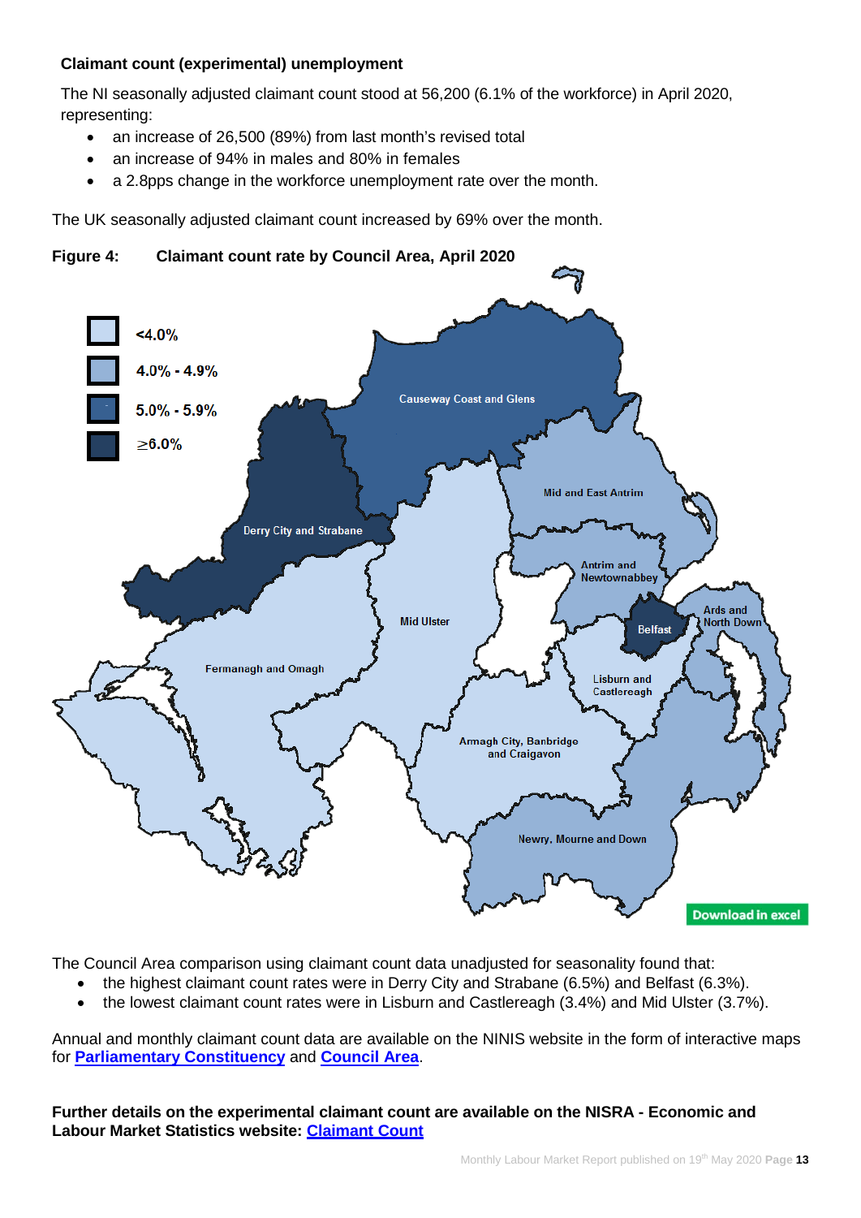### Claimant count (experimental) unemployment

The NI seasonally adjusted claimant count stood at 56,200 (6.1% of the workforce) in April 2020, representing:

- an increase of 26,500 (89%) from last month's revised total
- an increase of 94% in males and 80% in females
- a 2.8pps change in the workforce unemployment rate over the month.

The UK seasonally adjusted claimant count increased by 69% over the month.

**Figure 4: Claimant count rate by Council Area, April 2020**

The Council Area comparison using claimant count data unadjusted for seasonality found that:

- the highest claimant count rates were in Derry City and Strabane (6.5%) and Belfast (6.3%).
- the lowest claimant count rates were in Lisburn and Castlereagh (3.4%) and Mid Ulster (3.7%).

Annual and monthly claimant count data are available on the NINIS website in the form of interactive maps for **Parliamentary Constituency** and **Council Area**.

**Further details on the experimental claimant count are available on the NISRA - Economic and Labour Market Statistics website: Claimant Count**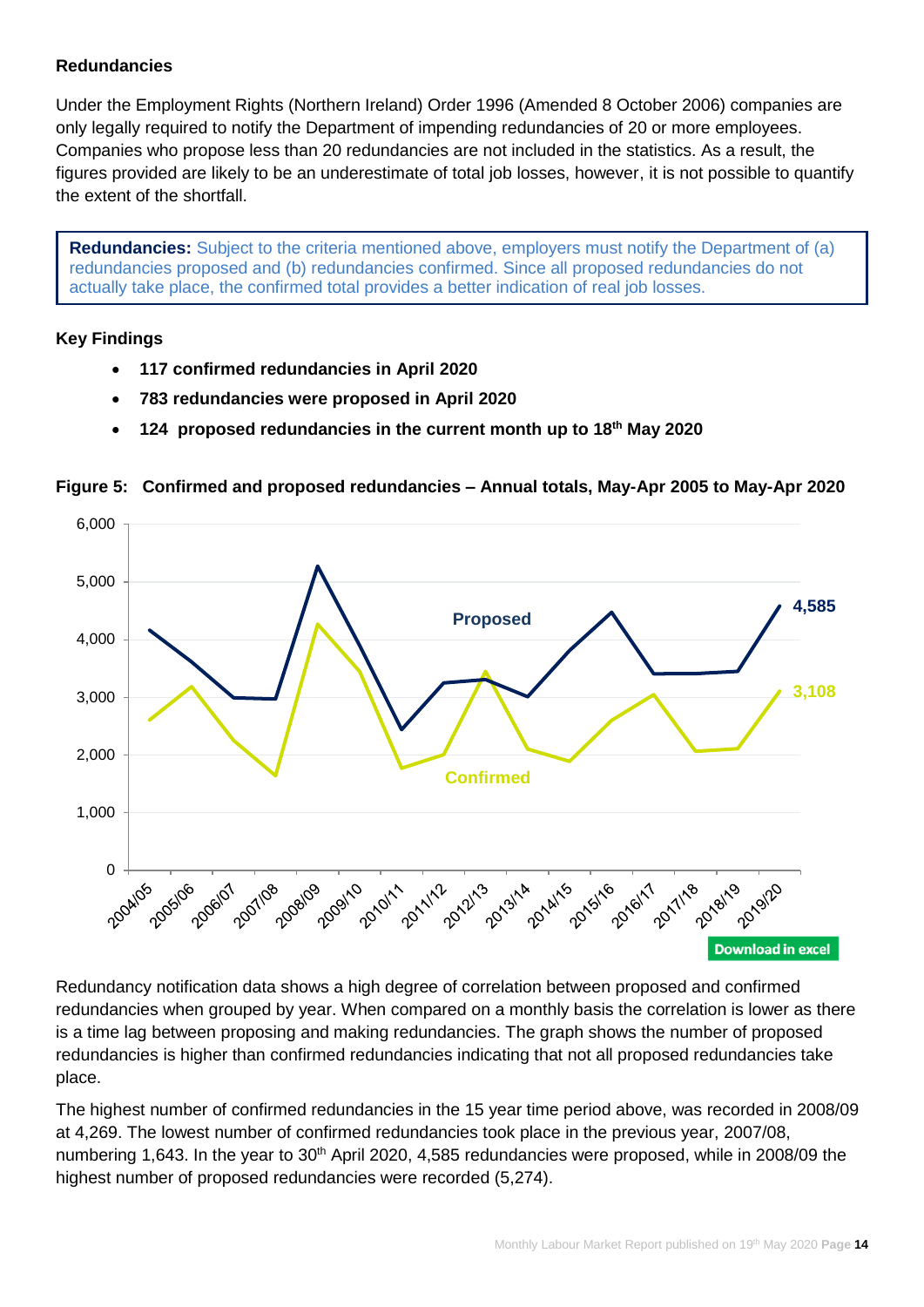## Redundancies

Under the Employment Rights (Northern Ireland) Order 1996 (Amended 8 October 2006) companies are only legally required to notify the Department of impending redundancies of 20 or more employees. Companies who propose less than 20 redundancies are not included in the statistics. As a result, the figures provided are likely to be an underestimate of total job losses, however, it is not possible to quantify the extent of the shortfall.

> **Redundancies:** Subject to the criteria mentioned above, employers must notify the Department of (a) redundancies proposed and (b) redundancies confirmed. Since all proposed redundancies do not actually take place, the confirmed total provides a better indication of real job losses.

### Key Findings

- **117 confirmed redundancies in April 2020**
- **783 redundancies were proposed in April 2020**
- **124 proposed redundancies in the current month up to 18th May 2020**

**Figure 5: Confirmed and proposed redundancies – Annual totals, May-Apr 2005 to May-Apr 2020**

Redundancy notification data shows a high degree of correlation between proposed and confirmed redundancies when grouped by year. When compared on a monthly basis the correlation is lower as there is a time lag between proposing and making redundancies. The graph shows the number of proposed redundancies is higher than confirmed redundancies indicating that not all proposed redundancies take place.

The highest number of confirmed redundancies in the 15 year time period above, was recorded in 2008/09 at 4,269. The lowest number of confirmed redundancies took place in the previous year, 2007/08, numbering 1,643. In the year to 30th April 2020, 4,585 redundancies were proposed, while in 2008/09 the highest number of proposed redundancies were recorded (5,274).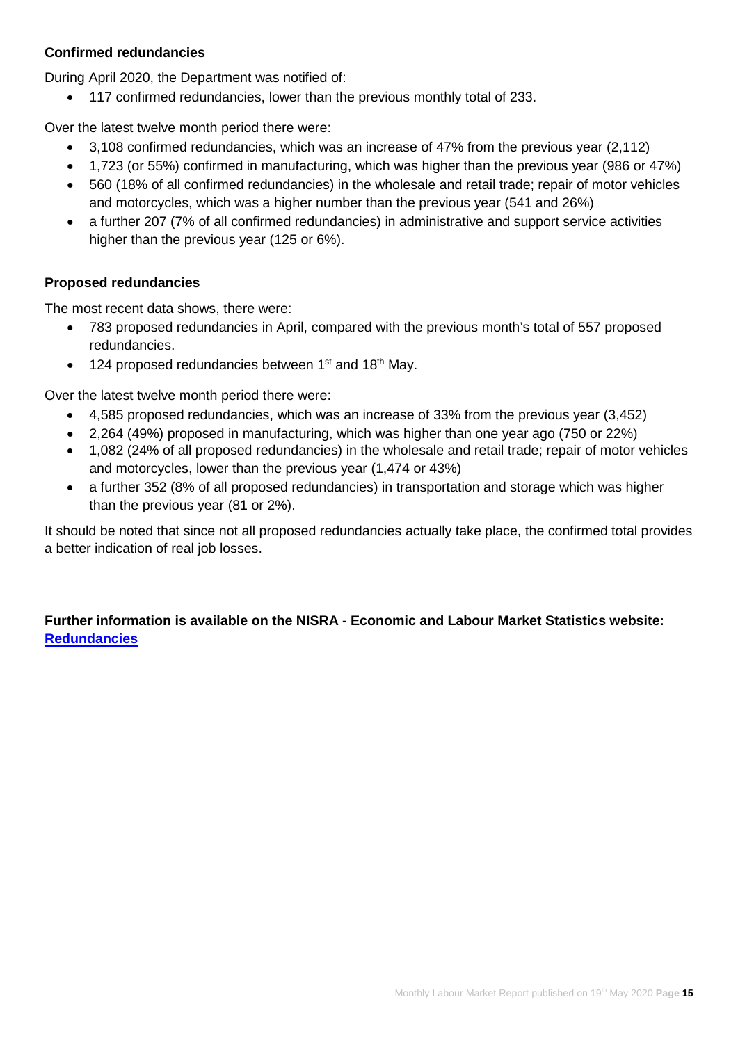**Confirmed redundancies**

During April 2020, the Department was notified of:

- 117 confirmed redundancies, lower than the previous monthly total of 233.

Over the latest twelve month period there were:

- 3,108 confirmed redundancies, which was an increase of 47% from the previous year (2,112)
- 1,723 (or 55%) confirmed in manufacturing, which was higher than the previous year (986 or 47%)
- 560 (18% of all confirmed redundancies) in the wholesale and retail trade; repair of motor vehicles and motorcycles, which was a higher number than the previous year (541 and 26%)
- a further 207 (7% of all confirmed redundancies) in administrative and support service activities higher than the previous year (125 or 6%).

**Proposed redundancies**

The most recent data shows, there were:

- 783 proposed redundancies in April, compared with the previous month's total of 557 proposed redundancies.
- 124 proposed redundancies between 1st and 18th May.

Over the latest twelve month period there were:

- 4,585 proposed redundancies, which was an increase of 33% from the previous year (3,452)
- 2,264 (49%) proposed in manufacturing, which was higher than one year ago (750 or 22%)
- 1,082 (24% of all proposed redundancies) in the wholesale and retail trade; repair of motor vehicles and motorcycles, lower than the previous year (1,474 or 43%)
- a further 352 (8% of all proposed redundancies) in transportation and storage which was higher than the previous year (81 or 2%).

It should be noted that since not all proposed redundancies actually take place, the confirmed total provides a better indication of real job losses.

**Further information is available on the NISRA - Economic and Labour Market Statistics website: [Redundancies](Redundancies)**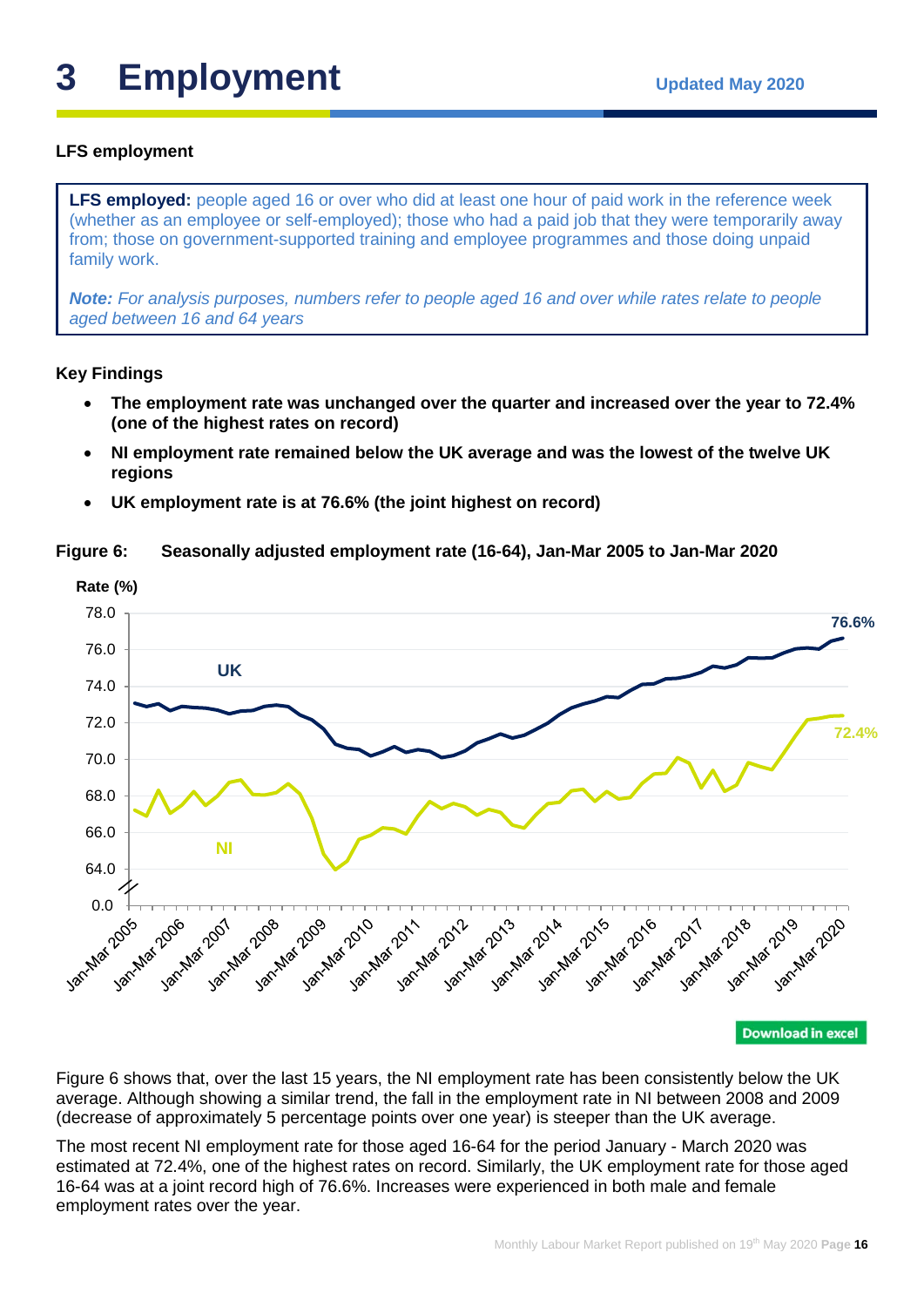# 3 Employment

Updated May 2020

### LFS employment

**LFS employed:** people aged 16 or over who did at least one hour of paid work in the reference week (whether as an employee or self-employed); those who had a paid job that they were temporarily away from; those on government-supported training and employee programmes and those doing unpaid family work.

***Note:*** *For analysis purposes, numbers refer to people aged 16 and over while rates relate to people aged between 16 and 64 years*

### Key Findings

- **The employment rate was unchanged over the quarter and increased over the year to 72.4% (one of the highest rates on record)**
- **NI employment rate remained below the UK average and was the lowest of the twelve UK regions**
- **UK employment rate is at 76.6% (the joint highest on record)**

**Figure 6: Seasonally adjusted employment rate (16-64), Jan-Mar 2005 to Jan-Mar 2020**

Download in excel

Figure 6 shows that, over the last 15 years, the NI employment rate has been consistently below the UK average. Although showing a similar trend, the fall in the employment rate in NI between 2008 and 2009 (decrease of approximately 5 percentage points over one year) is steeper than the UK average.

The most recent NI employment rate for those aged 16-64 for the period January - March 2020 was estimated at 72.4%, one of the highest rates on record. Similarly, the UK employment rate for those aged 16-64 was at a joint record high of 76.6%. Increases were experienced in both male and female employment rates over the year.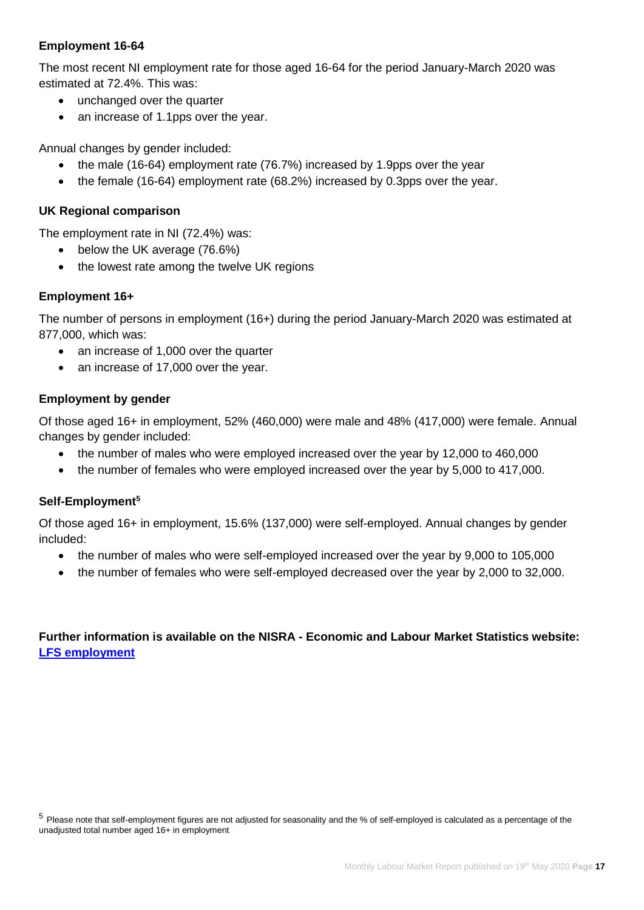### Employment 16-64

The most recent NI employment rate for those aged 16-64 for the period January-March 2020 was estimated at 72.4%. This was:

- unchanged over the quarter
- an increase of 1.1pps over the year.

Annual changes by gender included:

- the male (16-64) employment rate (76.7%) increased by 1.9pps over the year
- the female (16-64) employment rate (68.2%) increased by 0.3pps over the year.

### UK Regional comparison

The employment rate in NI (72.4%) was:

- below the UK average (76.6%)
- the lowest rate among the twelve UK regions

### Employment 16+

The number of persons in employment (16+) during the period January-March 2020 was estimated at 877,000, which was:

- an increase of 1,000 over the quarter
- an increase of 17,000 over the year.

### Employment by gender

Of those aged 16+ in employment, 52% (460,000) were male and 48% (417,000) were female. Annual changes by gender included:

- the number of males who were employed increased over the year by 12,000 to 460,000
- the number of females who were employed increased over the year by 5,000 to 417,000.

### Self-Employment[5]

Of those aged 16+ in employment, 15.6% (137,000) were self-employed. Annual changes by gender included:

- the number of males who were self-employed increased over the year by 9,000 to 105,000
- the number of females who were self-employed decreased over the year by 2,000 to 32,000.

**Further information is available on the NISRA - Economic and Labour Market Statistics website: [LFS employment]**

[5] Please note that self-employment figures are not adjusted for seasonality and the % of self-employed is calculated as a percentage of the unadjusted total number aged 16+ in employment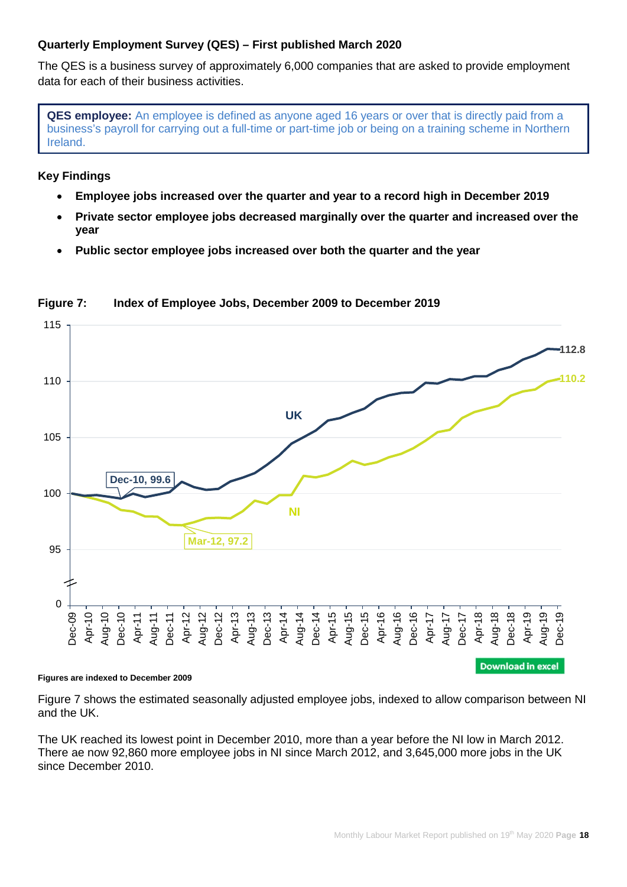### Quarterly Employment Survey (QES) – First published March 2020

The QES is a business survey of approximately 6,000 companies that are asked to provide employment data for each of their business activities.

> **QES employee:** An employee is defined as anyone aged 16 years or over that is directly paid from a business's payroll for carrying out a full-time or part-time job or being on a training scheme in Northern Ireland.

**Key Findings**

- **Employee jobs increased over the quarter and year to a record high in December 2019**
- **Private sector employee jobs decreased marginally over the quarter and increased over the year**
- **Public sector employee jobs increased over both the quarter and the year**

**Figure 7: Index of Employee Jobs, December 2009 to December 2019**

**Figures are indexed to December 2009**

Figure 7 shows the estimated seasonally adjusted employee jobs, indexed to allow comparison between NI and the UK.

The UK reached its lowest point in December 2010, more than a year before the NI low in March 2012. There ae now 92,860 more employee jobs in NI since March 2012, and 3,645,000 more jobs in the UK since December 2010.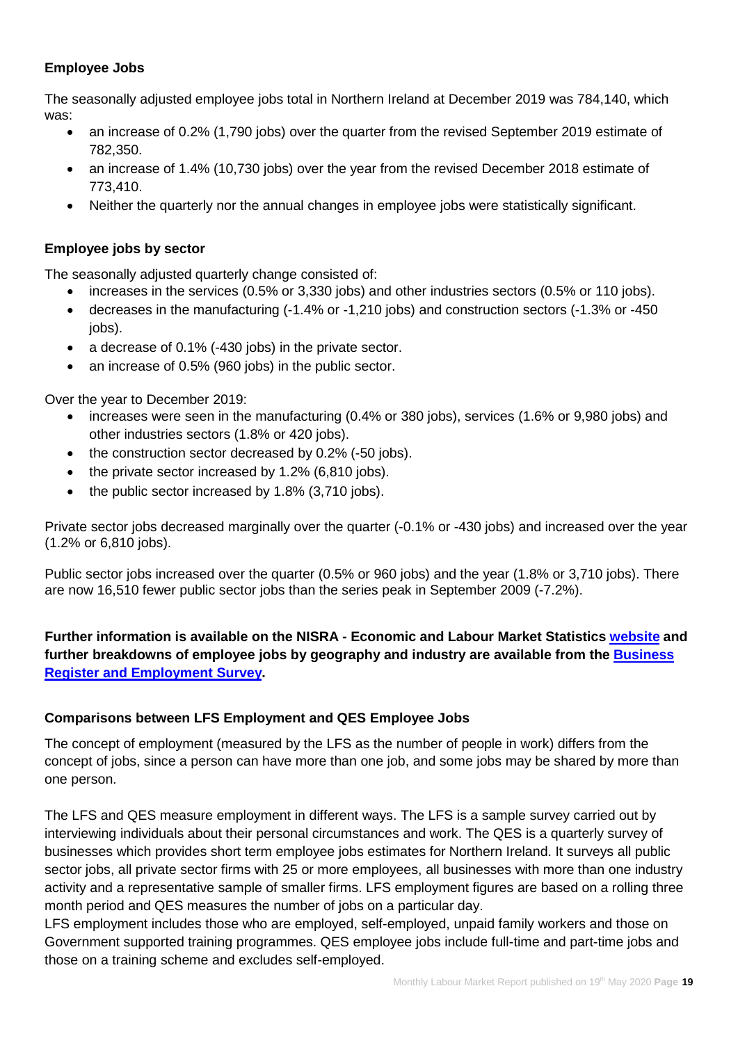### Employee Jobs

The seasonally adjusted employee jobs total in Northern Ireland at December 2019 was 784,140, which was:

- an increase of 0.2% (1,790 jobs) over the quarter from the revised September 2019 estimate of 782,350.
- an increase of 1.4% (10,730 jobs) over the year from the revised December 2018 estimate of 773,410.
- Neither the quarterly nor the annual changes in employee jobs were statistically significant.

### Employee jobs by sector

The seasonally adjusted quarterly change consisted of:

- increases in the services (0.5% or 3,330 jobs) and other industries sectors (0.5% or 110 jobs).
- decreases in the manufacturing (-1.4% or -1,210 jobs) and construction sectors (-1.3% or -450 jobs).
- a decrease of 0.1% (-430 jobs) in the private sector.
- an increase of 0.5% (960 jobs) in the public sector.

Over the year to December 2019:

- increases were seen in the manufacturing (0.4% or 380 jobs), services (1.6% or 9,980 jobs) and other industries sectors (1.8% or 420 jobs).
- the construction sector decreased by 0.2% (-50 jobs).
- the private sector increased by 1.2% (6,810 jobs).
- the public sector increased by 1.8% (3,710 jobs).

Private sector jobs decreased marginally over the quarter (-0.1% or -430 jobs) and increased over the year (1.2% or 6,810 jobs).

Public sector jobs increased over the quarter (0.5% or 960 jobs) and the year (1.8% or 3,710 jobs). There are now 16,510 fewer public sector jobs than the series peak in September 2009 (-7.2%).

**Further information is available on the NISRA - Economic and Labour Market Statistics website and further breakdowns of employee jobs by geography and industry are available from the Business Register and Employment Survey.**

### Comparisons between LFS Employment and QES Employee Jobs

The concept of employment (measured by the LFS as the number of people in work) differs from the concept of jobs, since a person can have more than one job, and some jobs may be shared by more than one person.

The LFS and QES measure employment in different ways. The LFS is a sample survey carried out by interviewing individuals about their personal circumstances and work. The QES is a quarterly survey of businesses which provides short term employee jobs estimates for Northern Ireland. It surveys all public sector jobs, all private sector firms with 25 or more employees, all businesses with more than one industry activity and a representative sample of smaller firms. LFS employment figures are based on a rolling three month period and QES measures the number of jobs on a particular day.

LFS employment includes those who are employed, self-employed, unpaid family workers and those on Government supported training programmes. QES employee jobs include full-time and part-time jobs and those on a training scheme and excludes self-employed.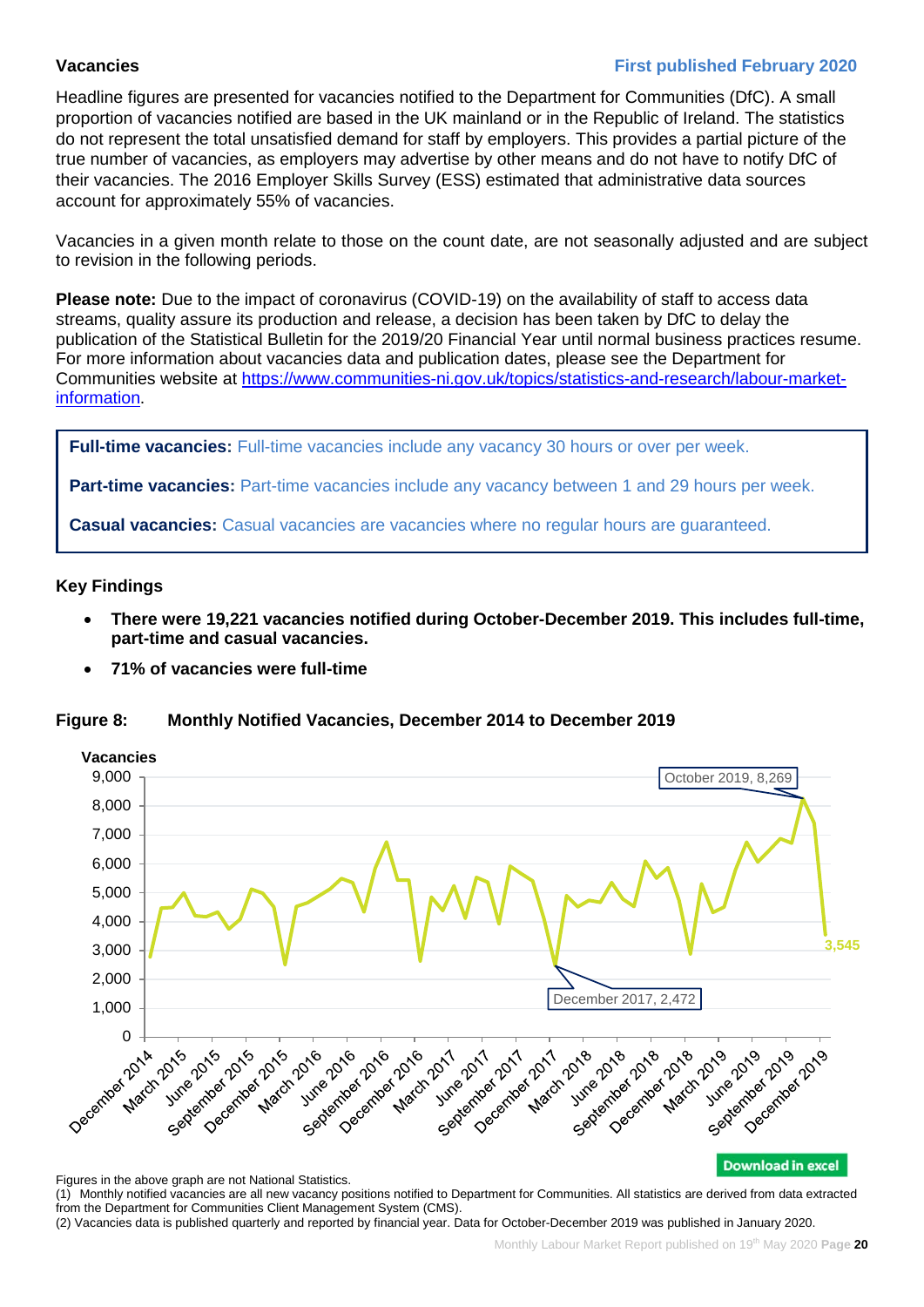## Vacancies

**First published February 2020**

Headline figures are presented for vacancies notified to the Department for Communities (DfC). A small proportion of vacancies notified are based in the UK mainland or in the Republic of Ireland. The statistics do not represent the total unsatisfied demand for staff by employers. This provides a partial picture of the true number of vacancies, as employers may advertise by other means and do not have to notify DfC of their vacancies. The 2016 Employer Skills Survey (ESS) estimated that administrative data sources account for approximately 55% of vacancies.

Vacancies in a given month relate to those on the count date, are not seasonally adjusted and are subject to revision in the following periods.

**Please note:** Due to the impact of coronavirus (COVID-19) on the availability of staff to access data streams, quality assure its production and release, a decision has been taken by DfC to delay the publication of the Statistical Bulletin for the 2019/20 Financial Year until normal business practices resume. For more information about vacancies data and publication dates, please see the Department for Communities website at [https://www.communities-ni.gov.uk/topics/statistics-and-research/labour-market-information](https://www.communities-ni.gov.uk/topics/statistics-and-research/labour-market-information).

> **Full-time vacancies:** Full-time vacancies include any vacancy 30 hours or over per week.
>
> **Part-time vacancies:** Part-time vacancies include any vacancy between 1 and 29 hours per week.
>
> **Casual vacancies:** Casual vacancies are vacancies where no regular hours are guaranteed.

### Key Findings

- **There were 19,221 vacancies notified during October-December 2019. This includes full-time, part-time and casual vacancies.**
- **71% of vacancies were full-time**

**Figure 8: Monthly Notified Vacancies, December 2014 to December 2019**

Vacancies

Labelled points: October 2019, 8,269; December 2017, 2,472; December 2019, 3,545.

Download in excel

Figures in the above graph are not National Statistics.

(1) Monthly notified vacancies are all new vacancy positions notified to Department for Communities. All statistics are derived from data extracted from the Department for Communities Client Management System (CMS).

(2) Vacancies data is published quarterly and reported by financial year. Data for October-December 2019 was published in January 2020.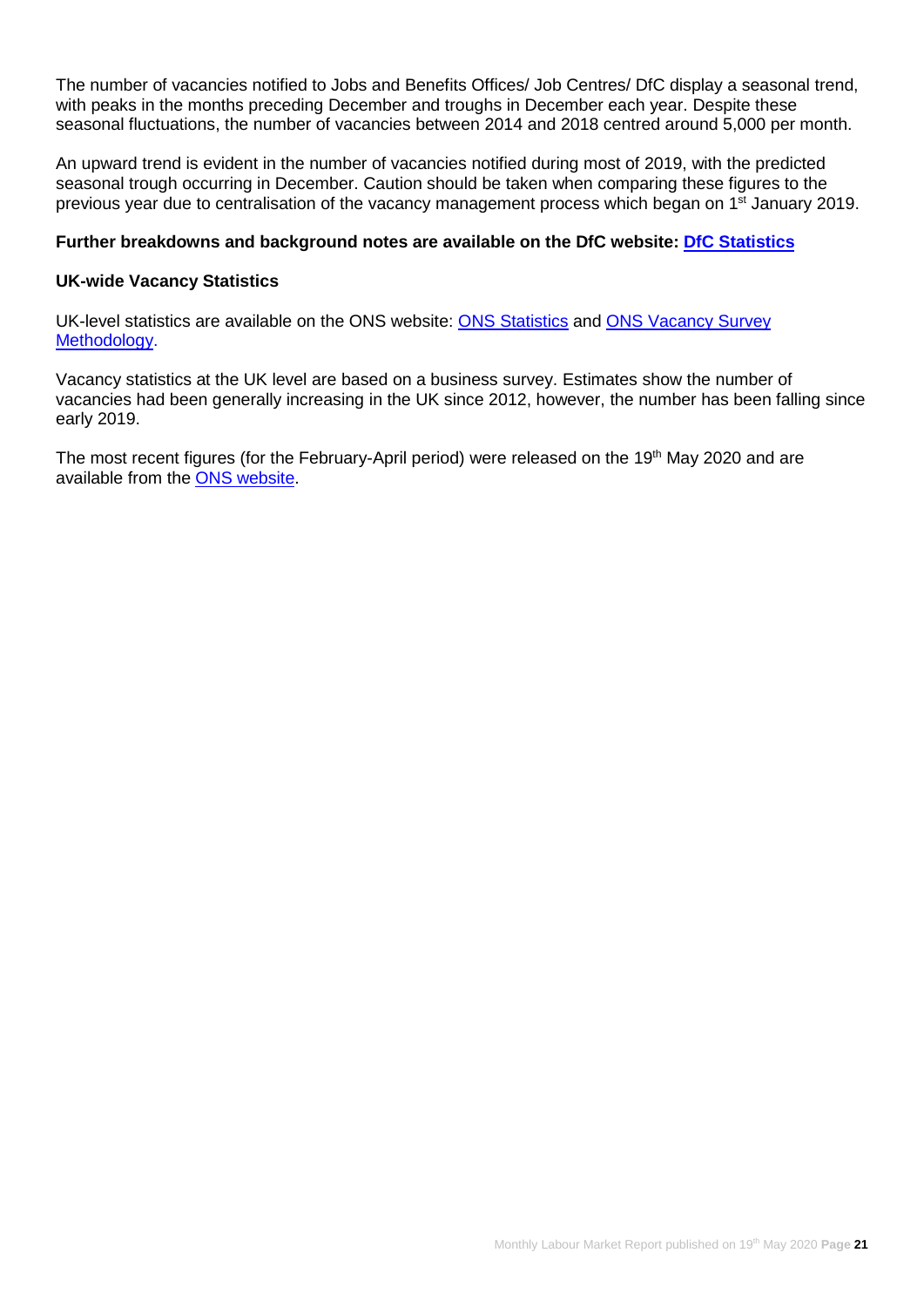The number of vacancies notified to Jobs and Benefits Offices/ Job Centres/ DfC display a seasonal trend, with peaks in the months preceding December and troughs in December each year. Despite these seasonal fluctuations, the number of vacancies between 2014 and 2018 centred around 5,000 per month.

An upward trend is evident in the number of vacancies notified during most of 2019, with the predicted seasonal trough occurring in December. Caution should be taken when comparing these figures to the previous year due to centralisation of the vacancy management process which began on 1st January 2019.

**Further breakdowns and background notes are available on the DfC website: DfC Statistics**

**UK-wide Vacancy Statistics**

UK-level statistics are available on the ONS website: ONS Statistics and ONS Vacancy Survey Methodology.

Vacancy statistics at the UK level are based on a business survey. Estimates show the number of vacancies had been generally increasing in the UK since 2012, however, the number has been falling since early 2019.

The most recent figures (for the February-April period) were released on the 19th May 2020 and are available from the ONS website.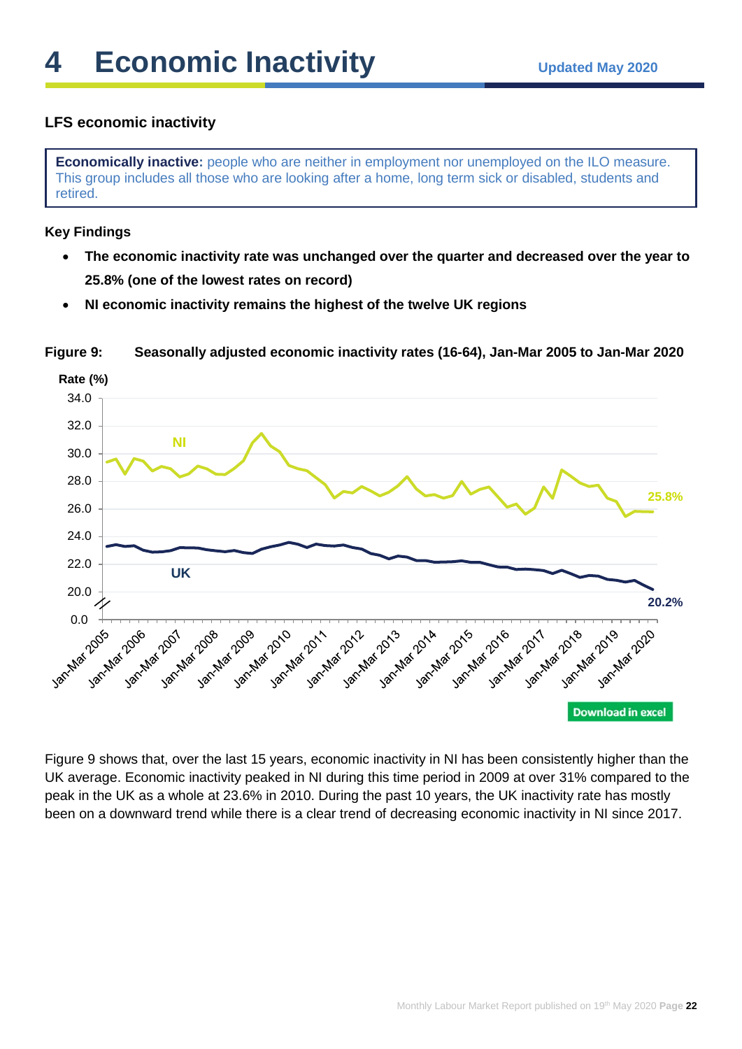// Header not visible
# 4 Economic Inactivity

Updated May 2020

## LFS economic inactivity

**Economically inactive:** people who are neither in employment nor unemployed on the ILO measure. This group includes all those who are looking after a home, long term sick or disabled, students and retired.

### Key Findings

- **The economic inactivity rate was unchanged over the quarter and decreased over the year to 25.8% (one of the lowest rates on record)**
- **NI economic inactivity remains the highest of the twelve UK regions**

**Figure 9: Seasonally adjusted economic inactivity rates (16-64), Jan-Mar 2005 to Jan-Mar 2020**

Download in excel

Figure 9 shows that, over the last 15 years, economic inactivity in NI has been consistently higher than the UK average. Economic inactivity peaked in NI during this time period in 2009 at over 31% compared to the peak in the UK as a whole at 23.6% in 2010. During the past 10 years, the UK inactivity rate has mostly been on a downward trend while there is a clear trend of decreasing economic inactivity in NI since 2017.

# 4 Economic Inactivity

Updated May 2020

## LFS economic inactivity

**Economically inactive:** people who are neither in employment nor unemployed on the ILO measure. This group includes all those who are looking after a home, long term sick or disabled, students and retired.

### Key Findings

- **The economic inactivity rate was unchanged over the quarter and decreased over the year to 25.8% (one of the lowest rates on record)**
- **NI economic inactivity remains the highest of the twelve UK regions**

**Figure 9: Seasonally adjusted economic inactivity rates (16-64), Jan-Mar 2005 to Jan-Mar 2020**

Download in excel

Figure 9 shows that, over the last 15 years, economic inactivity in NI has been consistently higher than the UK average. Economic inactivity peaked in NI during this time period in 2009 at over 31% compared to the peak in the UK as a whole at 23.6% in 2010. During the past 10 years, the UK inactivity rate has mostly been on a downward trend while there is a clear trend of decreasing economic inactivity in NI since 2017.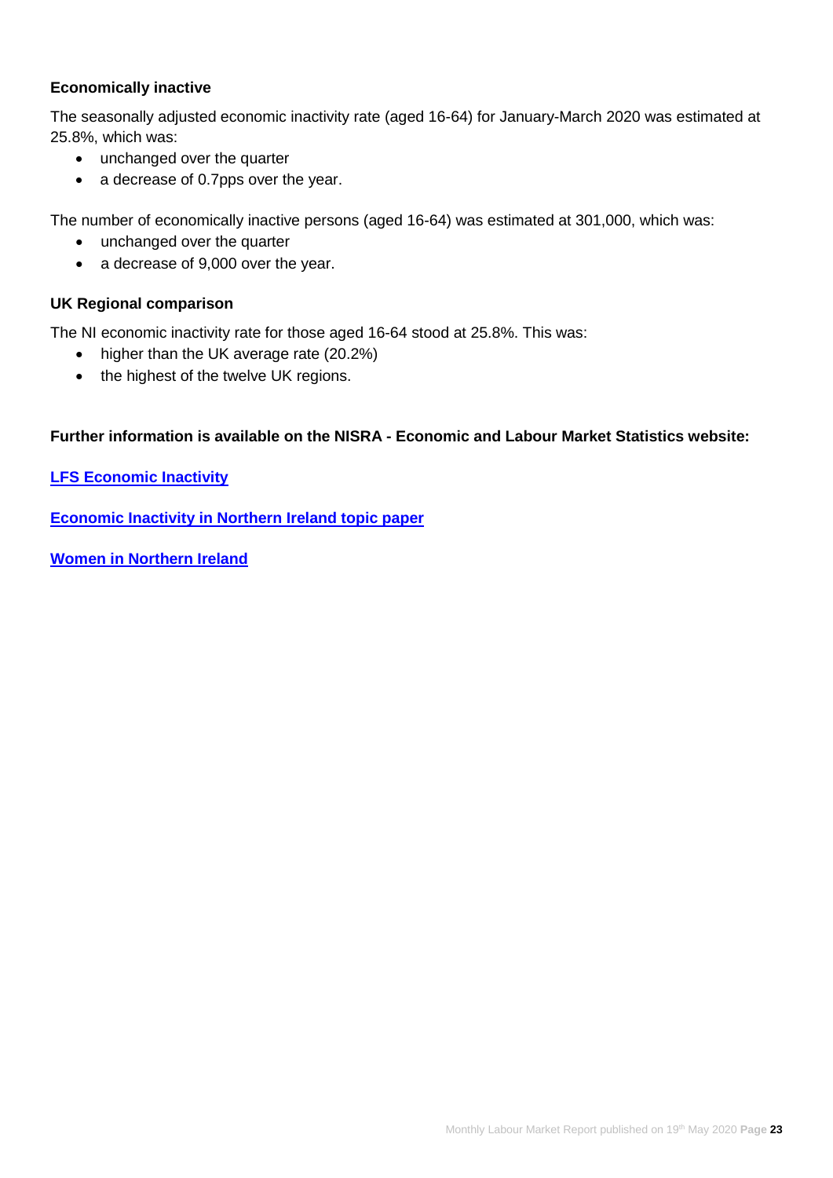### Economically inactive

The seasonally adjusted economic inactivity rate (aged 16-64) for January-March 2020 was estimated at 25.8%, which was:

- unchanged over the quarter
- a decrease of 0.7pps over the year.

The number of economically inactive persons (aged 16-64) was estimated at 301,000, which was:

- unchanged over the quarter
- a decrease of 9,000 over the year.

### UK Regional comparison

The NI economic inactivity rate for those aged 16-64 stood at 25.8%. This was:

- higher than the UK average rate (20.2%)
- the highest of the twelve UK regions.

**Further information is available on the NISRA - Economic and Labour Market Statistics website:**

**LFS Economic Inactivity**

**Economic Inactivity in Northern Ireland topic paper**

**Women in Northern Ireland**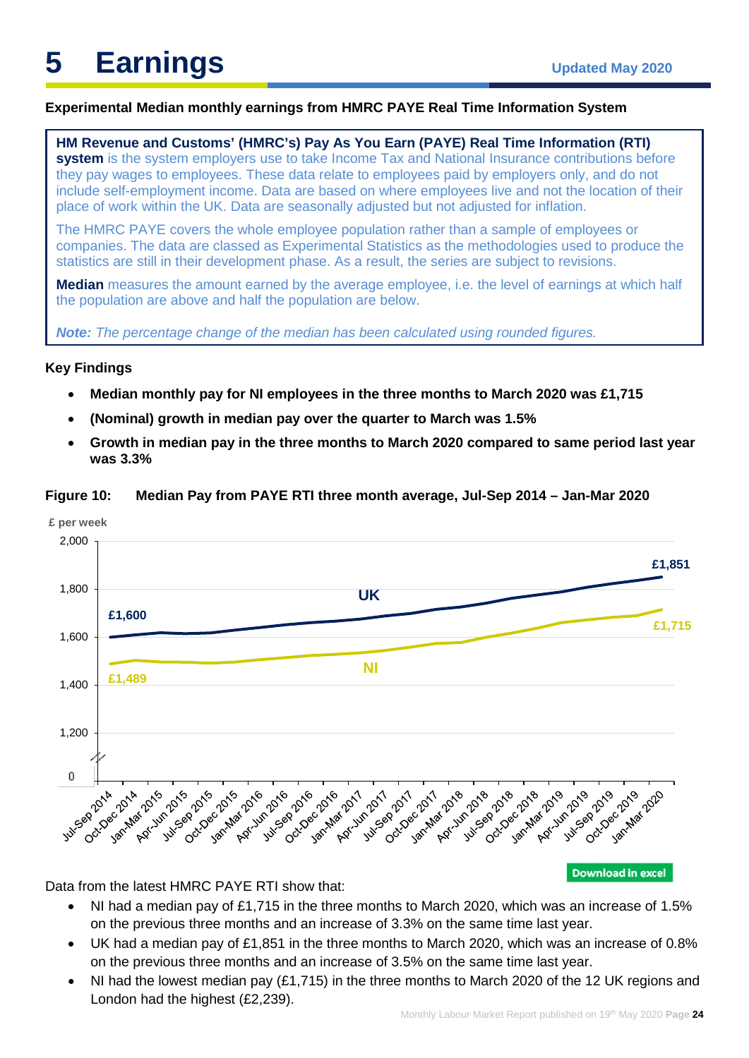# 5 Earnings

**Updated May 2020**

**Experimental Median monthly earnings from HMRC PAYE Real Time Information System**

**HM Revenue and Customs' (HMRC's) Pay As You Earn (PAYE) Real Time Information (RTI) system** is the system employers use to take Income Tax and National Insurance contributions before they pay wages to employees. These data relate to employees paid by employers only, and do not include self-employment income. Data are based on where employees live and not the location of their place of work within the UK. Data are seasonally adjusted but not adjusted for inflation.

The HMRC PAYE covers the whole employee population rather than a sample of employees or companies. The data are classed as Experimental Statistics as the methodologies used to produce the statistics are still in their development phase. As a result, the series are subject to revisions.

**Median** measures the amount earned by the average employee, i.e. the level of earnings at which half the population are above and half the population are below.

***Note:*** *The percentage change of the median has been calculated using rounded figures.*

**Key Findings**

- **Median monthly pay for NI employees in the three months to March 2020 was £1,715**
- **(Nominal) growth in median pay over the quarter to March was 1.5%**
- **Growth in median pay in the three months to March 2020 compared to same period last year was 3.3%**

**Figure 10: Median Pay from PAYE RTI three month average, Jul-Sep 2014 – Jan-Mar 2020**

Data from the latest HMRC PAYE RTI show that:

- NI had a median pay of £1,715 in the three months to March 2020, which was an increase of 1.5% on the previous three months and an increase of 3.3% on the same time last year.
- UK had a median pay of £1,851 in the three months to March 2020, which was an increase of 0.8% on the previous three months and an increase of 3.5% on the same time last year.
- NI had the lowest median pay (£1,715) in the three months to March 2020 of the 12 UK regions and London had the highest (£2,239).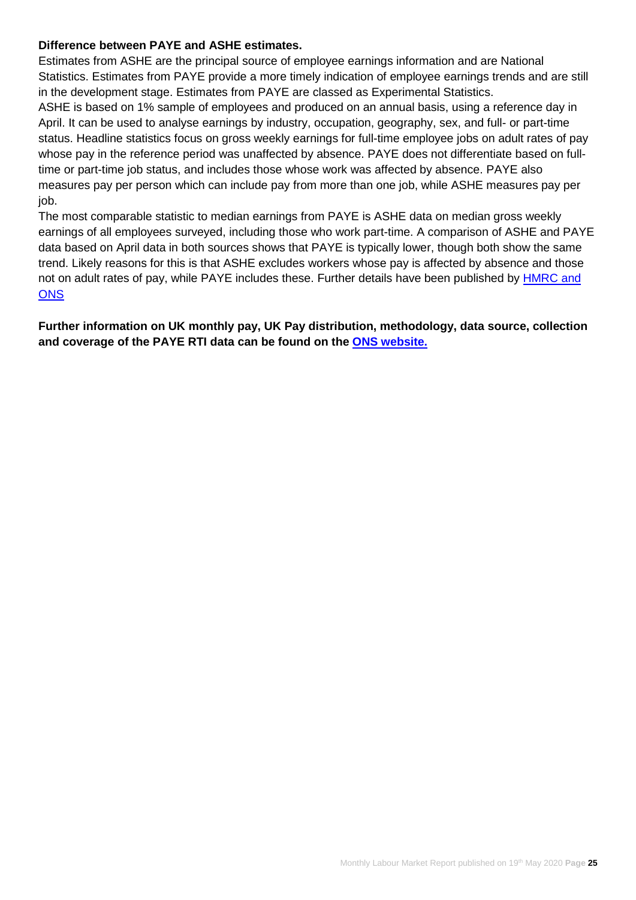**Difference between PAYE and ASHE estimates.**

Estimates from ASHE are the principal source of employee earnings information and are National Statistics. Estimates from PAYE provide a more timely indication of employee earnings trends and are still in the development stage. Estimates from PAYE are classed as Experimental Statistics.

ASHE is based on 1% sample of employees and produced on an annual basis, using a reference day in April. It can be used to analyse earnings by industry, occupation, geography, sex, and full- or part-time status. Headline statistics focus on gross weekly earnings for full-time employee jobs on adult rates of pay whose pay in the reference period was unaffected by absence. PAYE does not differentiate based on full-time or part-time job status, and includes those whose work was affected by absence. PAYE also measures pay per person which can include pay from more than one job, while ASHE measures pay per job.

The most comparable statistic to median earnings from PAYE is ASHE data on median gross weekly earnings of all employees surveyed, including those who work part-time. A comparison of ASHE and PAYE data based on April data in both sources shows that PAYE is typically lower, though both show the same trend. Likely reasons for this is that ASHE excludes workers whose pay is affected by absence and those not on adult rates of pay, while PAYE includes these. Further details have been published by HMRC and ONS

**Further information on UK monthly pay, UK Pay distribution, methodology, data source, collection and coverage of the PAYE RTI data can be found on the ONS website.**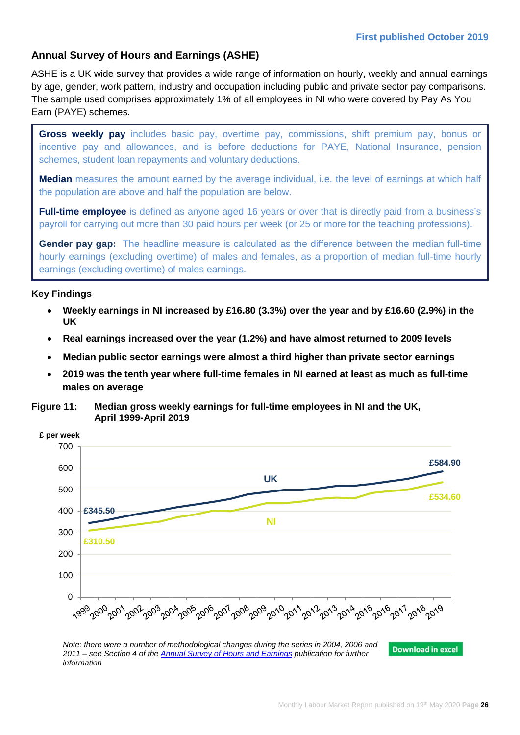First published October 2019

## Annual Survey of Hours and Earnings (ASHE)

ASHE is a UK wide survey that provides a wide range of information on hourly, weekly and annual earnings by age, gender, work pattern, industry and occupation including public and private sector pay comparisons. The sample used comprises approximately 1% of all employees in NI who were covered by Pay As You Earn (PAYE) schemes.

> **Gross weekly pay** includes basic pay, overtime pay, commissions, shift premium pay, bonus or incentive pay and allowances, and is before deductions for PAYE, National Insurance, pension schemes, student loan repayments and voluntary deductions.
>
> **Median** measures the amount earned by the average individual, i.e. the level of earnings at which half the population are above and half the population are below.
>
> **Full-time employee** is defined as anyone aged 16 years or over that is directly paid from a business's payroll for carrying out more than 30 paid hours per week (or 25 or more for the teaching professions).
>
> **Gender pay gap:** The headline measure is calculated as the difference between the median full-time hourly earnings (excluding overtime) of males and females, as a proportion of median full-time hourly earnings (excluding overtime) of males earnings.

### Key Findings

- **Weekly earnings in NI increased by £16.80 (3.3%) over the year and by £16.60 (2.9%) in the UK**
- **Real earnings increased over the year (1.2%) and have almost returned to 2009 levels**
- **Median public sector earnings were almost a third higher than private sector earnings**
- **2019 was the tenth year where full-time females in NI earned at least as much as full-time males on average**

**Figure 11: Median gross weekly earnings for full-time employees in NI and the UK, April 1999-April 2019**

£ per week

| Series | 1999 | 2019 |
|---|---|---|
| UK | £345.50 | £584.90 |
| NI | £310.50 | £534.60 |

*Note: there were a number of methodological changes during the series in 2004, 2006 and 2011 – see Section 4 of the [Annual Survey of Hours and Earnings]() publication for further information*

Download in excel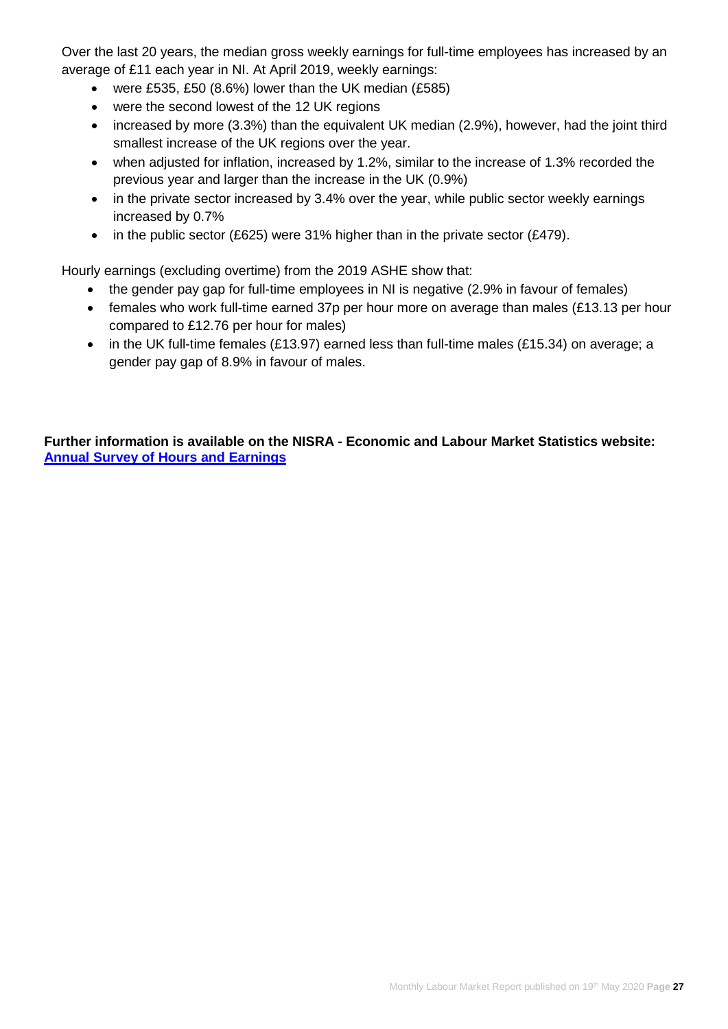Over the last 20 years, the median gross weekly earnings for full-time employees has increased by an average of £11 each year in NI. At April 2019, weekly earnings:

- were £535, £50 (8.6%) lower than the UK median (£585)
- were the second lowest of the 12 UK regions
- increased by more (3.3%) than the equivalent UK median (2.9%), however, had the joint third smallest increase of the UK regions over the year.
- when adjusted for inflation, increased by 1.2%, similar to the increase of 1.3% recorded the previous year and larger than the increase in the UK (0.9%)
- in the private sector increased by 3.4% over the year, while public sector weekly earnings increased by 0.7%
- in the public sector (£625) were 31% higher than in the private sector (£479).

Hourly earnings (excluding overtime) from the 2019 ASHE show that:

- the gender pay gap for full-time employees in NI is negative (2.9% in favour of females)
- females who work full-time earned 37p per hour more on average than males (£13.13 per hour compared to £12.76 per hour for males)
- in the UK full-time females (£13.97) earned less than full-time males (£15.34) on average; a gender pay gap of 8.9% in favour of males.

**Further information is available on the NISRA - Economic and Labour Market Statistics website:**
**[Annual Survey of Hours and Earnings]**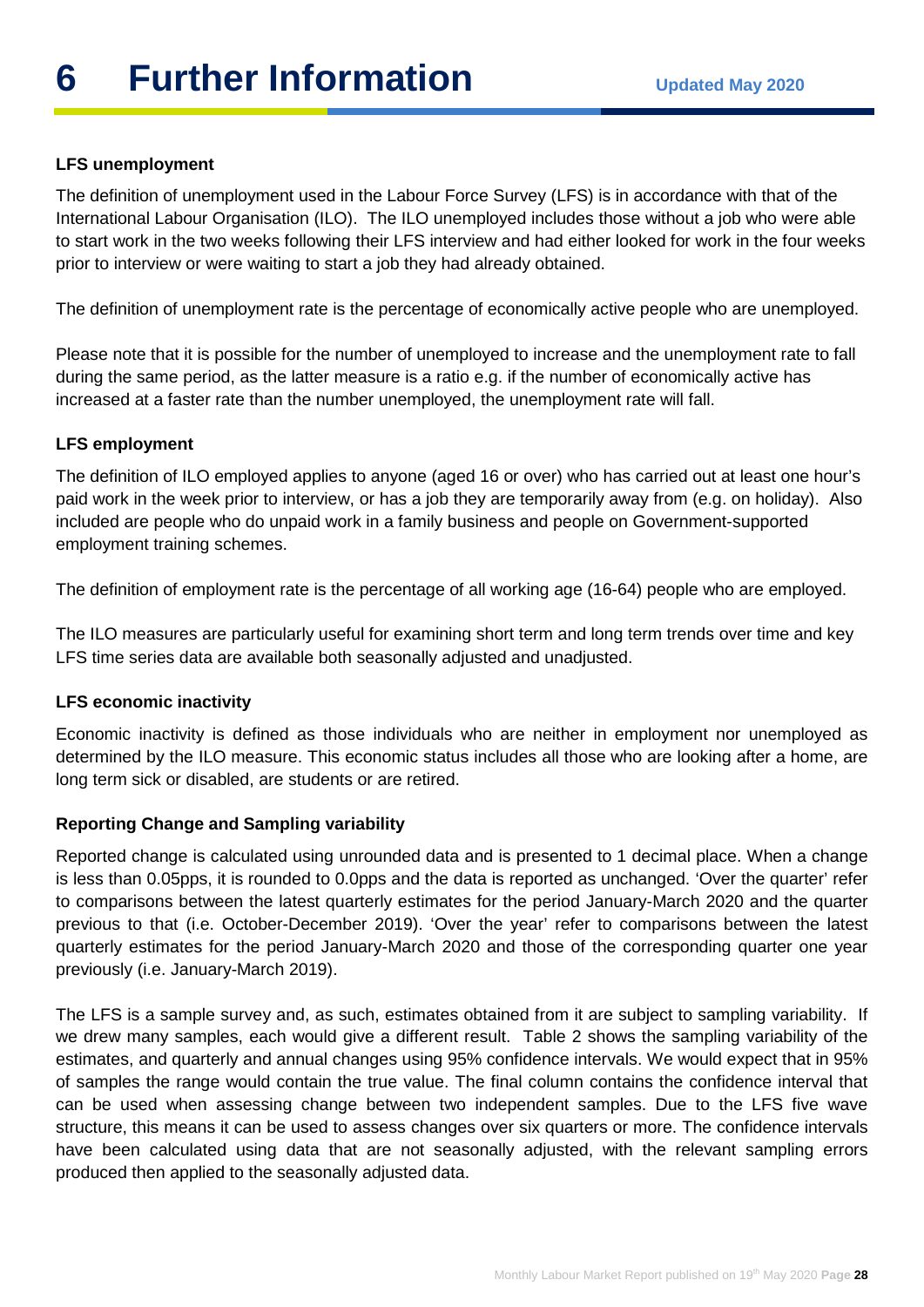# 6 Further Information

**Updated May 2020**

**LFS unemployment**

The definition of unemployment used in the Labour Force Survey (LFS) is in accordance with that of the International Labour Organisation (ILO). The ILO unemployed includes those without a job who were able to start work in the two weeks following their LFS interview and had either looked for work in the four weeks prior to interview or were waiting to start a job they had already obtained.

The definition of unemployment rate is the percentage of economically active people who are unemployed.

Please note that it is possible for the number of unemployed to increase and the unemployment rate to fall during the same period, as the latter measure is a ratio e.g. if the number of economically active has increased at a faster rate than the number unemployed, the unemployment rate will fall.

**LFS employment**

The definition of ILO employed applies to anyone (aged 16 or over) who has carried out at least one hour's paid work in the week prior to interview, or has a job they are temporarily away from (e.g. on holiday). Also included are people who do unpaid work in a family business and people on Government-supported employment training schemes.

The definition of employment rate is the percentage of all working age (16-64) people who are employed.

The ILO measures are particularly useful for examining short term and long term trends over time and key LFS time series data are available both seasonally adjusted and unadjusted.

**LFS economic inactivity**

Economic inactivity is defined as those individuals who are neither in employment nor unemployed as determined by the ILO measure. This economic status includes all those who are looking after a home, are long term sick or disabled, are students or are retired.

**Reporting Change and Sampling variability**

Reported change is calculated using unrounded data and is presented to 1 decimal place. When a change is less than 0.05pps, it is rounded to 0.0pps and the data is reported as unchanged. 'Over the quarter' refer to comparisons between the latest quarterly estimates for the period January-March 2020 and the quarter previous to that (i.e. October-December 2019). 'Over the year' refer to comparisons between the latest quarterly estimates for the period January-March 2020 and those of the corresponding quarter one year previously (i.e. January-March 2019).

The LFS is a sample survey and, as such, estimates obtained from it are subject to sampling variability. If we drew many samples, each would give a different result. Table 2 shows the sampling variability of the estimates, and quarterly and annual changes using 95% confidence intervals. We would expect that in 95% of samples the range would contain the true value. The final column contains the confidence interval that can be used when assessing change between two independent samples. Due to the LFS five wave structure, this means it can be used to assess changes over six quarters or more. The confidence intervals have been calculated using data that are not seasonally adjusted, with the relevant sampling errors produced then applied to the seasonally adjusted data.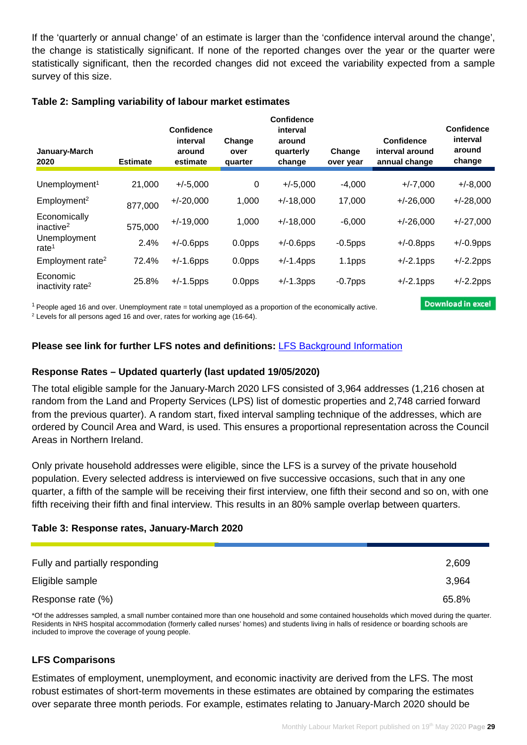If the 'quarterly or annual change' of an estimate is larger than the 'confidence interval around the change', the change is statistically significant. If none of the reported changes over the year or the quarter were statistically significant, then the recorded changes did not exceed the variability expected from a sample survey of this size.

**Table 2: Sampling variability of labour market estimates**

| January-March 2020 | Estimate | Confidence interval around estimate | Change over quarter | Confidence interval around quarterly change | Change over year | Confidence interval around annual change | Confidence interval around change |
|---|---|---|---|---|---|---|---|
| Unemployment[1] | 21,000 | +/-5,000 | 0 | +/-5,000 | -4,000 | +/-7,000 | +/-8,000 |
| Employment[2] | 877,000 | +/-20,000 | 1,000 | +/-18,000 | 17,000 | +/-26,000 | +/-28,000 |
| Economically inactive[2] | 575,000 | +/-19,000 | 1,000 | +/-18,000 | -6,000 | +/-26,000 | +/-27,000 |
| Unemployment rate[1] | 2.4% | +/-0.6pps | 0.0pps | +/-0.6pps | -0.5pps | +/-0.8pps | +/-0.9pps |
| Employment rate[2] | 72.4% | +/-1.6pps | 0.0pps | +/-1.4pps | 1.1pps | +/-2.1pps | +/-2.2pps |
| Economic inactivity rate[2] | 25.8% | +/-1.5pps | 0.0pps | +/-1.3pps | -0.7pps | +/-2.1pps | +/-2.2pps |

[1] People aged 16 and over. Unemployment rate = total unemployed as a proportion of the economically active.
[2] Levels for all persons aged 16 and over, rates for working age (16-64).

Download in excel

**Please see link for further LFS notes and definitions:** LFS Background Information

### Response Rates – Updated quarterly (last updated 19/05/2020)

The total eligible sample for the January-March 2020 LFS consisted of 3,964 addresses (1,216 chosen at random from the Land and Property Services (LPS) list of domestic properties and 2,748 carried forward from the previous quarter). A random start, fixed interval sampling technique of the addresses, which are ordered by Council Area and Ward, is used. This ensures a proportional representation across the Council Areas in Northern Ireland.

Only private household addresses were eligible, since the LFS is a survey of the private household population. Every selected address is interviewed on five successive occasions, such that in any one quarter, a fifth of the sample will be receiving their first interview, one fifth their second and so on, with one fifth receiving their fifth and final interview. This results in an 80% sample overlap between quarters.

**Table 3: Response rates, January-March 2020**

| | |
|---|---|
| Fully and partially responding | 2,609 |
| Eligible sample | 3,964 |
| Response rate (%) | 65.8% |

*Of the addresses sampled, a small number contained more than one household and some contained households which moved during the quarter. Residents in NHS hospital accommodation (formerly called nurses' homes) and students living in halls of residence or boarding schools are included to improve the coverage of young people.

### LFS Comparisons

Estimates of employment, unemployment, and economic inactivity are derived from the LFS. The most robust estimates of short-term movements in these estimates are obtained by comparing the estimates over separate three month periods. For example, estimates relating to January-March 2020 should be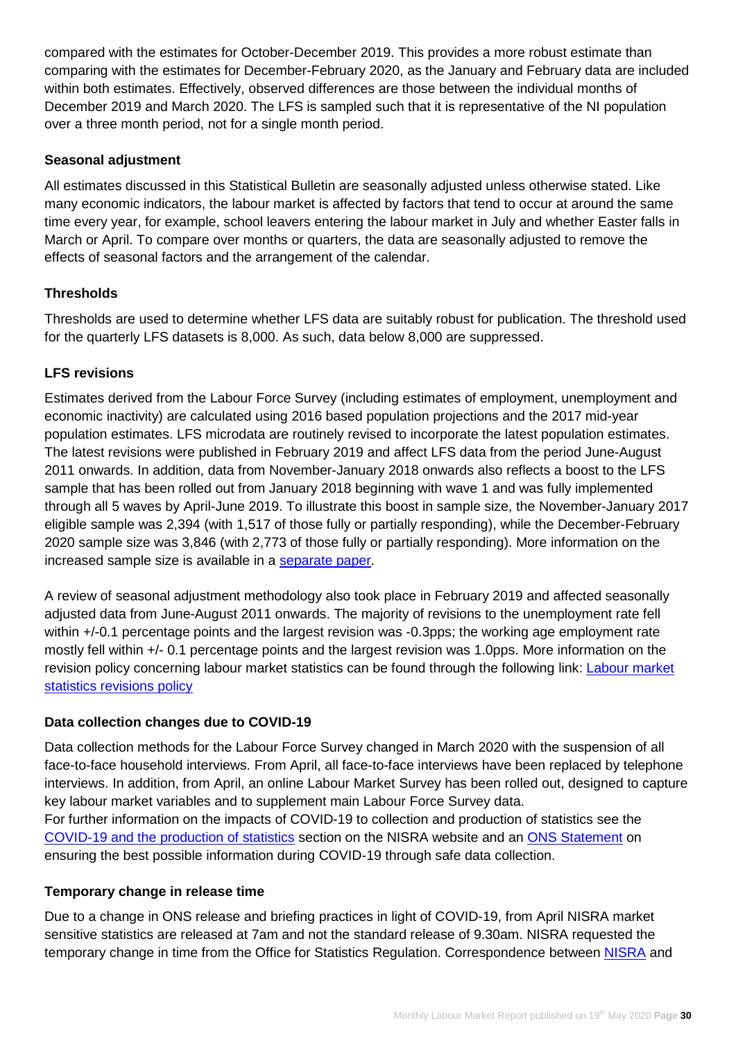compared with the estimates for October-December 2019. This provides a more robust estimate than comparing with the estimates for December-February 2020, as the January and February data are included within both estimates. Effectively, observed differences are those between the individual months of December 2019 and March 2020. The LFS is sampled such that it is representative of the NI population over a three month period, not for a single month period.

**Seasonal adjustment**

All estimates discussed in this Statistical Bulletin are seasonally adjusted unless otherwise stated. Like many economic indicators, the labour market is affected by factors that tend to occur at around the same time every year, for example, school leavers entering the labour market in July and whether Easter falls in March or April. To compare over months or quarters, the data are seasonally adjusted to remove the effects of seasonal factors and the arrangement of the calendar.

**Thresholds**

Thresholds are used to determine whether LFS data are suitably robust for publication. The threshold used for the quarterly LFS datasets is 8,000. As such, data below 8,000 are suppressed.

**LFS revisions**

Estimates derived from the Labour Force Survey (including estimates of employment, unemployment and economic inactivity) are calculated using 2016 based population projections and the 2017 mid-year population estimates. LFS microdata are routinely revised to incorporate the latest population estimates. The latest revisions were published in February 2019 and affect LFS data from the period June-August 2011 onwards. In addition, data from November-January 2018 onwards also reflects a boost to the LFS sample that has been rolled out from January 2018 beginning with wave 1 and was fully implemented through all 5 waves by April-June 2019. To illustrate this boost in sample size, the November-January 2017 eligible sample was 2,394 (with 1,517 of those fully or partially responding), while the December-February 2020 sample size was 3,846 (with 2,773 of those fully or partially responding). More information on the increased sample size is available in a separate paper.

A review of seasonal adjustment methodology also took place in February 2019 and affected seasonally adjusted data from June-August 2011 onwards. The majority of revisions to the unemployment rate fell within +/-0.1 percentage points and the largest revision was -0.3pps; the working age employment rate mostly fell within +/- 0.1 percentage points and the largest revision was 1.0pps. More information on the revision policy concerning labour market statistics can be found through the following link: Labour market statistics revisions policy

**Data collection changes due to COVID-19**

Data collection methods for the Labour Force Survey changed in March 2020 with the suspension of all face-to-face household interviews. From April, all face-to-face interviews have been replaced by telephone interviews. In addition, from April, an online Labour Market Survey has been rolled out, designed to capture key labour market variables and to supplement main Labour Force Survey data.
For further information on the impacts of COVID-19 to collection and production of statistics see the COVID-19 and the production of statistics section on the NISRA website and an ONS Statement on ensuring the best possible information during COVID-19 through safe data collection.

**Temporary change in release time**

Due to a change in ONS release and briefing practices in light of COVID-19, from April NISRA market sensitive statistics are released at 7am and not the standard release of 9.30am. NISRA requested the temporary change in time from the Office for Statistics Regulation. Correspondence between NISRA and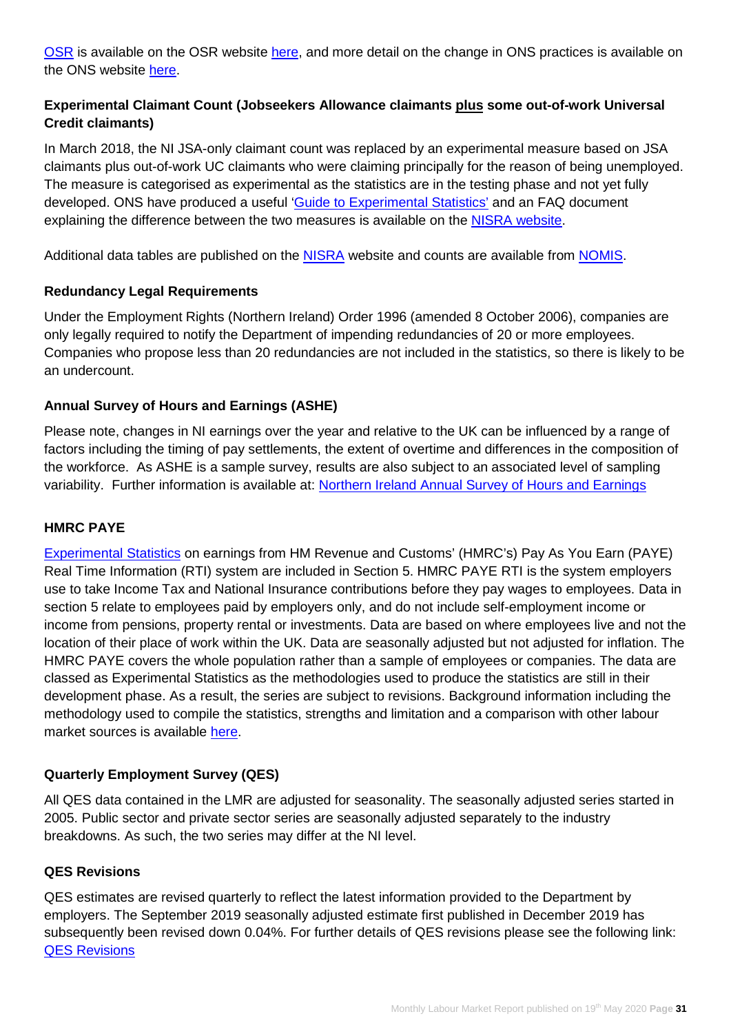OSR is available on the OSR website here, and more detail on the change in ONS practices is available on the ONS website here.

### Experimental Claimant Count (Jobseekers Allowance claimants plus some out-of-work Universal Credit claimants)

In March 2018, the NI JSA-only claimant count was replaced by an experimental measure based on JSA claimants plus out-of-work UC claimants who were claiming principally for the reason of being unemployed. The measure is categorised as experimental as the statistics are in the testing phase and not yet fully developed. ONS have produced a useful 'Guide to Experimental Statistics' and an FAQ document explaining the difference between the two measures is available on the NISRA website.

Additional data tables are published on the NISRA website and counts are available from NOMIS.

### Redundancy Legal Requirements

Under the Employment Rights (Northern Ireland) Order 1996 (amended 8 October 2006), companies are only legally required to notify the Department of impending redundancies of 20 or more employees. Companies who propose less than 20 redundancies are not included in the statistics, so there is likely to be an undercount.

### Annual Survey of Hours and Earnings (ASHE)

Please note, changes in NI earnings over the year and relative to the UK can be influenced by a range of factors including the timing of pay settlements, the extent of overtime and differences in the composition of the workforce. As ASHE is a sample survey, results are also subject to an associated level of sampling variability. Further information is available at: Northern Ireland Annual Survey of Hours and Earnings

### HMRC PAYE

Experimental Statistics on earnings from HM Revenue and Customs' (HMRC's) Pay As You Earn (PAYE) Real Time Information (RTI) system are included in Section 5. HMRC PAYE RTI is the system employers use to take Income Tax and National Insurance contributions before they pay wages to employees. Data in section 5 relate to employees paid by employers only, and do not include self-employment income or income from pensions, property rental or investments. Data are based on where employees live and not the location of their place of work within the UK. Data are seasonally adjusted but not adjusted for inflation. The HMRC PAYE covers the whole population rather than a sample of employees or companies. The data are classed as Experimental Statistics as the methodologies used to produce the statistics are still in their development phase. As a result, the series are subject to revisions. Background information including the methodology used to compile the statistics, strengths and limitation and a comparison with other labour market sources is available here.

### Quarterly Employment Survey (QES)

All QES data contained in the LMR are adjusted for seasonality. The seasonally adjusted series started in 2005. Public sector and private sector series are seasonally adjusted separately to the industry breakdowns. As such, the two series may differ at the NI level.

### QES Revisions

QES estimates are revised quarterly to reflect the latest information provided to the Department by employers. The September 2019 seasonally adjusted estimate first published in December 2019 has subsequently been revised down 0.04%. For further details of QES revisions please see the following link: QES Revisions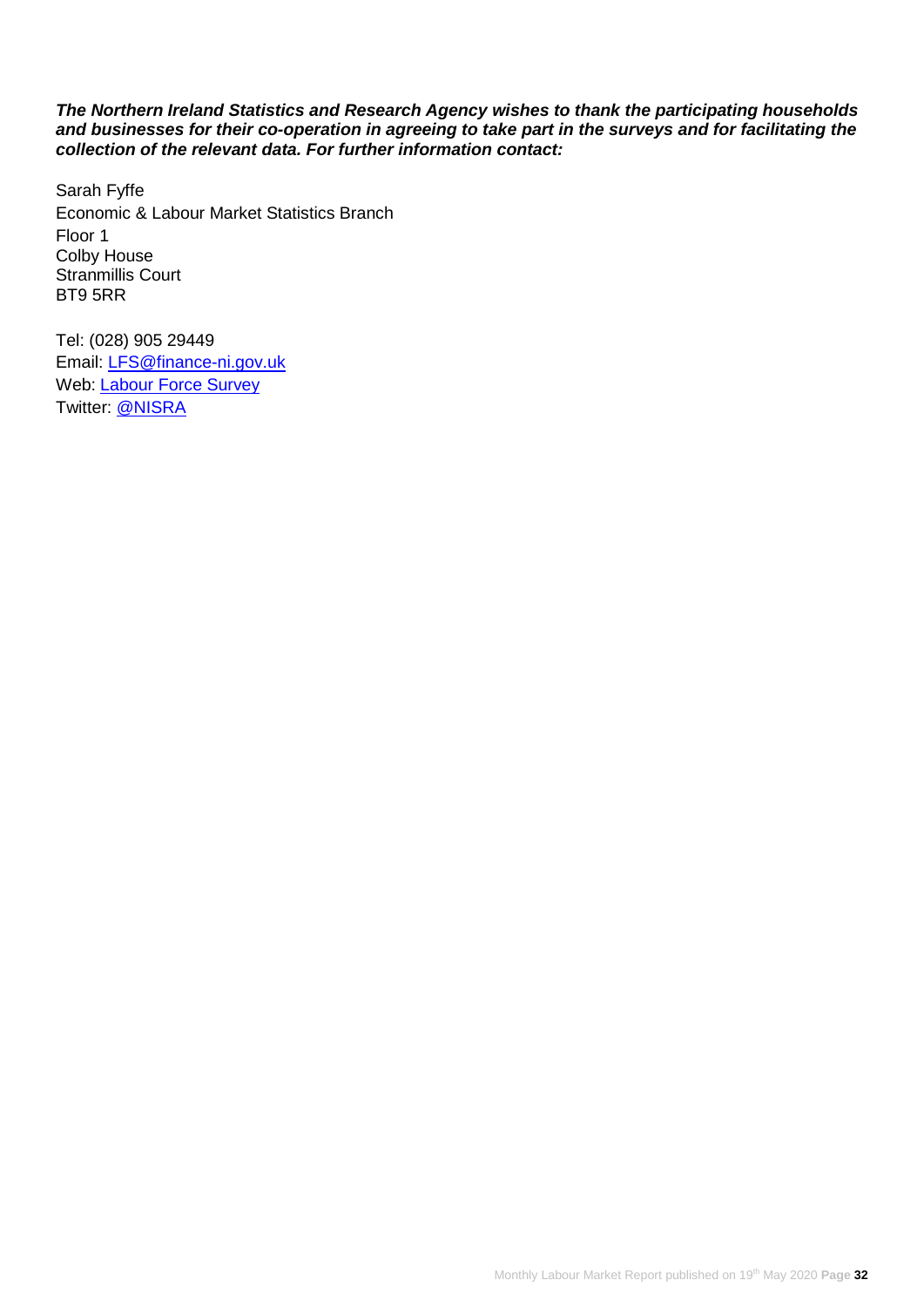***The Northern Ireland Statistics and Research Agency wishes to thank the participating households and businesses for their co-operation in agreeing to take part in the surveys and for facilitating the collection of the relevant data. For further information contact:***

Sarah Fyffe
Economic & Labour Market Statistics Branch
Floor 1
Colby House
Stranmillis Court
BT9 5RR

Tel: (028) 905 29449
Email: LFS@finance-ni.gov.uk
Web: Labour Force Survey
Twitter: @NISRA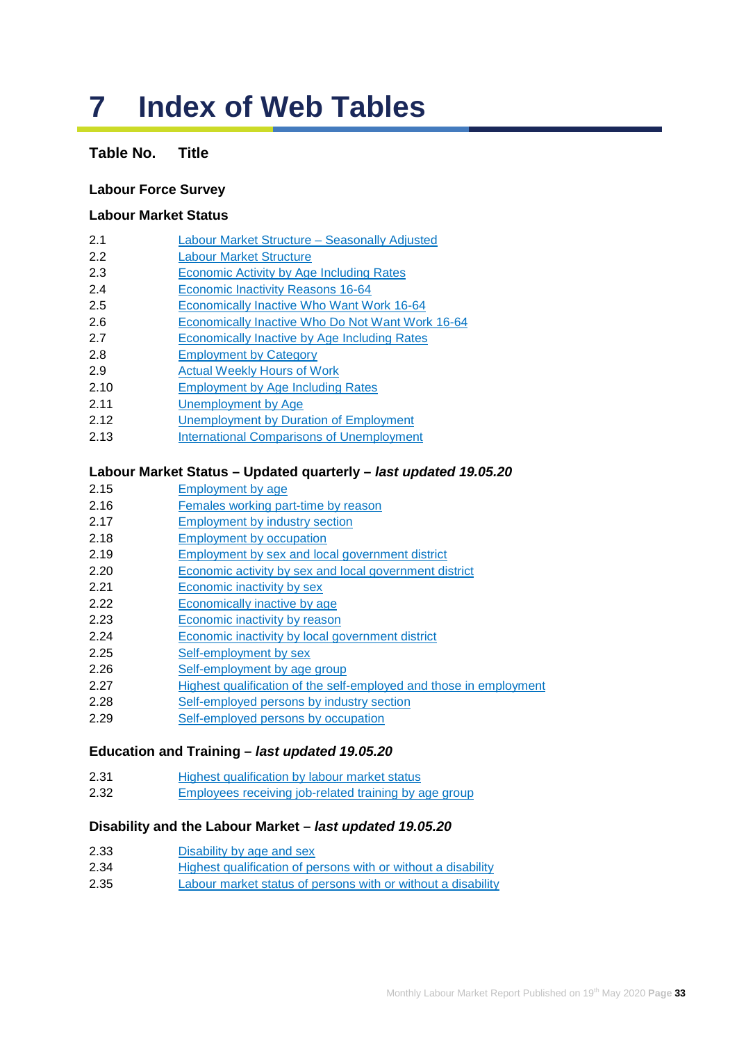# 7 Index of Web Tables

| Table No. | Title |
|---|---|

### Labour Force Survey

### Labour Market Status

| | |
|---|---|
| 2.1 | Labour Market Structure – Seasonally Adjusted |
| 2.2 | Labour Market Structure |
| 2.3 | Economic Activity by Age Including Rates |
| 2.4 | Economic Inactivity Reasons 16-64 |
| 2.5 | Economically Inactive Who Want Work 16-64 |
| 2.6 | Economically Inactive Who Do Not Want Work 16-64 |
| 2.7 | Economically Inactive by Age Including Rates |
| 2.8 | Employment by Category |
| 2.9 | Actual Weekly Hours of Work |
| 2.10 | Employment by Age Including Rates |
| 2.11 | Unemployment by Age |
| 2.12 | Unemployment by Duration of Employment |
| 2.13 | International Comparisons of Unemployment |

### Labour Market Status – Updated quarterly – *last updated 19.05.20*

| | |
|---|---|
| 2.15 | Employment by age |
| 2.16 | Females working part-time by reason |
| 2.17 | Employment by industry section |
| 2.18 | Employment by occupation |
| 2.19 | Employment by sex and local government district |
| 2.20 | Economic activity by sex and local government district |
| 2.21 | Economic inactivity by sex |
| 2.22 | Economically inactive by age |
| 2.23 | Economic inactivity by reason |
| 2.24 | Economic inactivity by local government district |
| 2.25 | Self-employment by sex |
| 2.26 | Self-employment by age group |
| 2.27 | Highest qualification of the self-employed and those in employment |
| 2.28 | Self-employed persons by industry section |
| 2.29 | Self-employed persons by occupation |

### Education and Training – *last updated 19.05.20*

| | |
|---|---|
| 2.31 | Highest qualification by labour market status |
| 2.32 | Employees receiving job-related training by age group |

### Disability and the Labour Market – *last updated 19.05.20*

| | |
|---|---|
| 2.33 | Disability by age and sex |
| 2.34 | Highest qualification of persons with or without a disability |
| 2.35 | Labour market status of persons with or without a disability |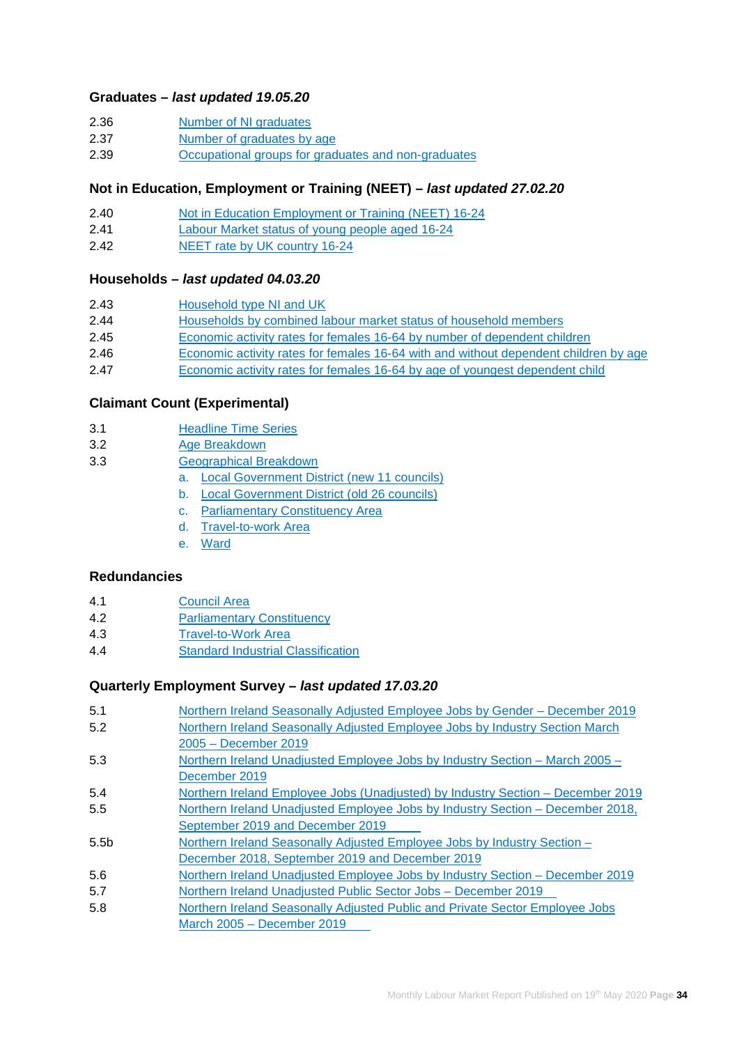### Graduates – *last updated 19.05.20*

| | |
|---|---|
| 2.36 | Number of NI graduates |
| 2.37 | Number of graduates by age |
| 2.39 | Occupational groups for graduates and non-graduates |

### Not in Education, Employment or Training (NEET) – *last updated 27.02.20*

| | |
|---|---|
| 2.40 | Not in Education Employment or Training (NEET) 16-24 |
| 2.41 | Labour Market status of young people aged 16-24 |
| 2.42 | NEET rate by UK country 16-24 |

### Households – *last updated 04.03.20*

| | |
|---|---|
| 2.43 | Household type NI and UK |
| 2.44 | Households by combined labour market status of household members |
| 2.45 | Economic activity rates for females 16-64 by number of dependent children |
| 2.46 | Economic activity rates for females 16-64 with and without dependent children by age |
| 2.47 | Economic activity rates for females 16-64 by age of youngest dependent child |

### Claimant Count (Experimental)

3.1 Headline Time Series

3.2 Age Breakdown

3.3 Geographical Breakdown

a. Local Government District (new 11 councils)
b. Local Government District (old 26 councils)
c. Parliamentary Constituency Area
d. Travel-to-work Area
e. Ward

### Redundancies

| | |
|---|---|
| 4.1 | Council Area |
| 4.2 | Parliamentary Constituency |
| 4.3 | Travel-to-Work Area |
| 4.4 | Standard Industrial Classification |

### Quarterly Employment Survey – *last updated 17.03.20*

| | |
|---|---|
| 5.1 | Northern Ireland Seasonally Adjusted Employee Jobs by Gender – December 2019 |
| 5.2 | Northern Ireland Seasonally Adjusted Employee Jobs by Industry Section March 2005 – December 2019 |
| 5.3 | Northern Ireland Unadjusted Employee Jobs by Industry Section – March 2005 – December 2019 |
| 5.4 | Northern Ireland Employee Jobs (Unadjusted) by Industry Section – December 2019 |
| 5.5 | Northern Ireland Unadjusted Employee Jobs by Industry Section – December 2018, September 2019 and December 2019 |
| 5.5b | Northern Ireland Seasonally Adjusted Employee Jobs by Industry Section – December 2018, September 2019 and December 2019 |
| 5.6 | Northern Ireland Unadjusted Employee Jobs by Industry Section – December 2019 |
| 5.7 | Northern Ireland Unadjusted Public Sector Jobs – December 2019 |
| 5.8 | Northern Ireland Seasonally Adjusted Public and Private Sector Employee Jobs March 2005 – December 2019 |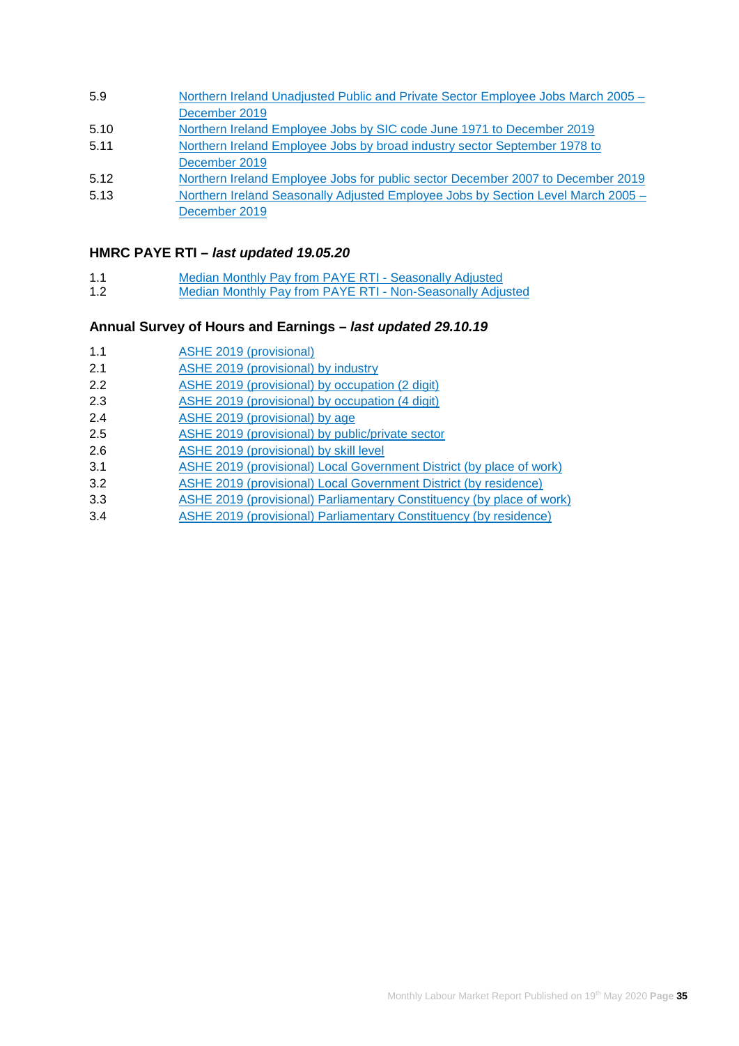| | |
|---|---|
| 5.9 | Northern Ireland Unadjusted Public and Private Sector Employee Jobs March 2005 – December 2019 |
| 5.10 | Northern Ireland Employee Jobs by SIC code June 1971 to December 2019 |
| 5.11 | Northern Ireland Employee Jobs by broad industry sector September 1978 to December 2019 |
| 5.12 | Northern Ireland Employee Jobs for public sector December 2007 to December 2019 |
| 5.13 | Northern Ireland Seasonally Adjusted Employee Jobs by Section Level March 2005 – December 2019 |

### HMRC PAYE RTI – *last updated 19.05.20*

| | |
|---|---|
| 1.1 | Median Monthly Pay from PAYE RTI - Seasonally Adjusted |
| 1.2 | Median Monthly Pay from PAYE RTI - Non-Seasonally Adjusted |

### Annual Survey of Hours and Earnings – *last updated 29.10.19*

| | |
|---|---|
| 1.1 | ASHE 2019 (provisional) |
| 2.1 | ASHE 2019 (provisional) by industry |
| 2.2 | ASHE 2019 (provisional) by occupation (2 digit) |
| 2.3 | ASHE 2019 (provisional) by occupation (4 digit) |
| 2.4 | ASHE 2019 (provisional) by age |
| 2.5 | ASHE 2019 (provisional) by public/private sector |
| 2.6 | ASHE 2019 (provisional) by skill level |
| 3.1 | ASHE 2019 (provisional) Local Government District (by place of work) |
| 3.2 | ASHE 2019 (provisional) Local Government District (by residence) |
| 3.3 | ASHE 2019 (provisional) Parliamentary Constituency (by place of work) |
| 3.4 | ASHE 2019 (provisional) Parliamentary Constituency (by residence) |